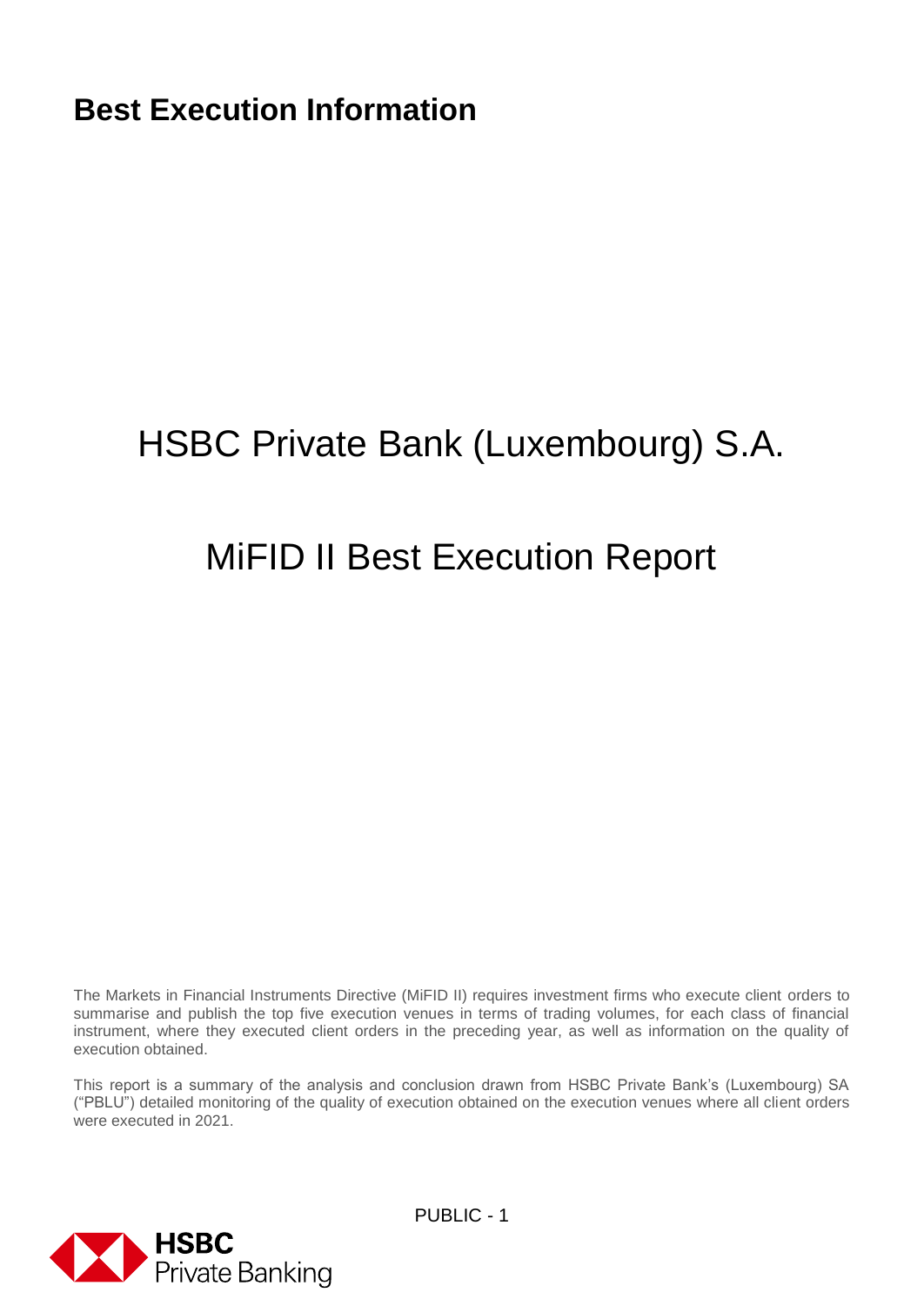# Best Execution Information

# HSBC Private Bank (Luxembourg) S.A.

# MiFID II Best Execution Report

The Markets in Financial Instruments Directive (MiFID II) requires investment firms who execute client orders to summarise and publish the top five execution venues in terms of trading volumes, for each class of financial instrument, where they executed client orders in the preceding year, as well as information on the quality of execution obtained.

This report is a summary of the analysis and conclusion drawn from HSBC Private Bank's (Luxembourg) SA ("PBLU") detailed monitoring of the quality of execution obtained on the execution venues where all client orders were executed in 2021.

PUBLIC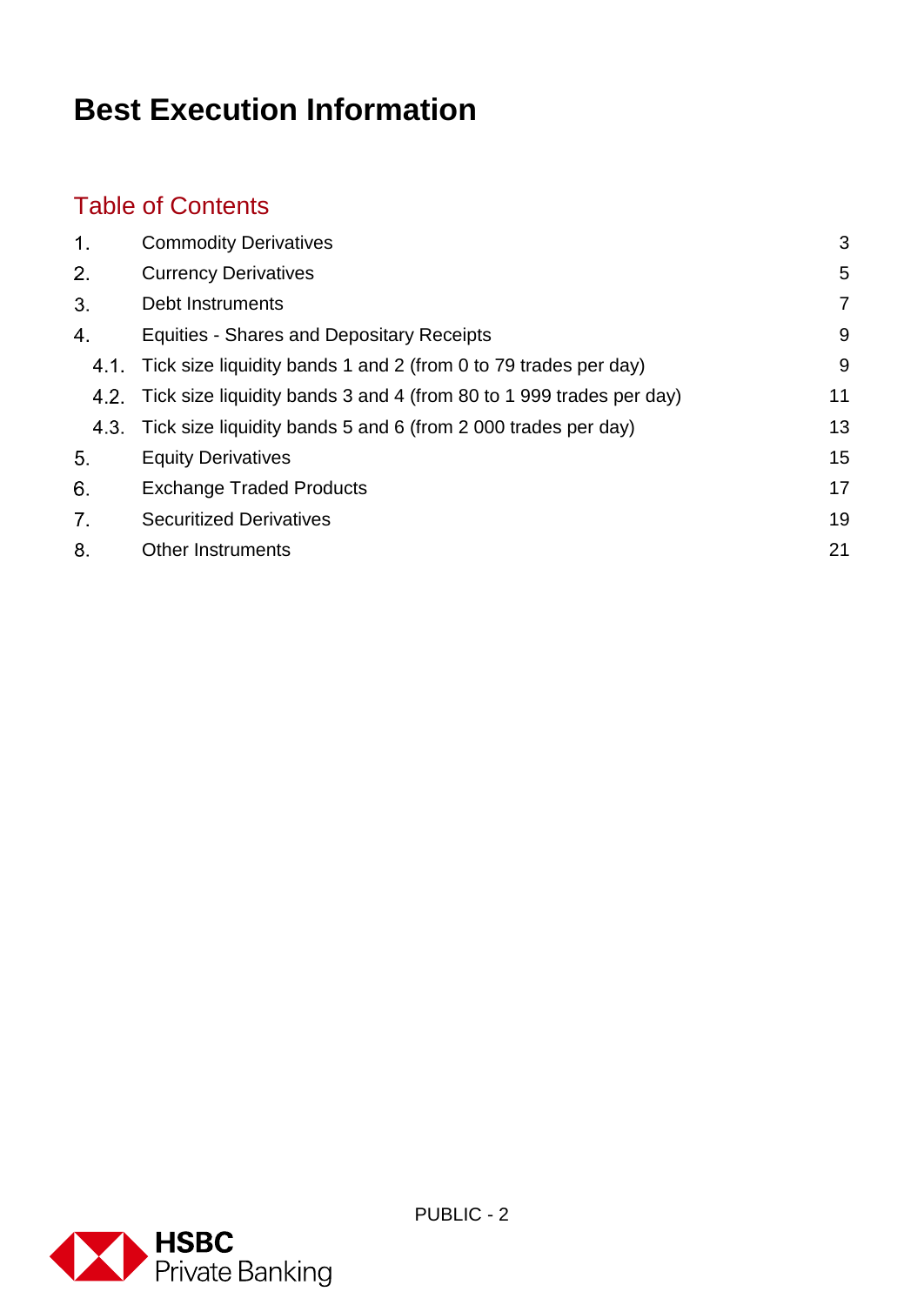# Best Execution Information

## Table of Contents

| | | |
|---|---|---|
| 1. | Commodity Derivatives | 3 |
| 2. | Currency Derivatives | 5 |
| 3. | Debt Instruments | 7 |
| 4. | Equities - Shares and Depositary Receipts | 9 |
| 4.1. | Tick size liquidity bands 1 and 2 (from 0 to 79 trades per day) | 9 |
| 4.2. | Tick size liquidity bands 3 and 4 (from 80 to 1 999 trades per day) | 11 |
| 4.3. | Tick size liquidity bands 5 and 6 (from 2 000 trades per day) | 13 |
| 5. | Equity Derivatives | 15 |
| 6. | Exchange Traded Products | 17 |
| 7. | Securitized Derivatives | 19 |
| 8. | Other Instruments | 21 |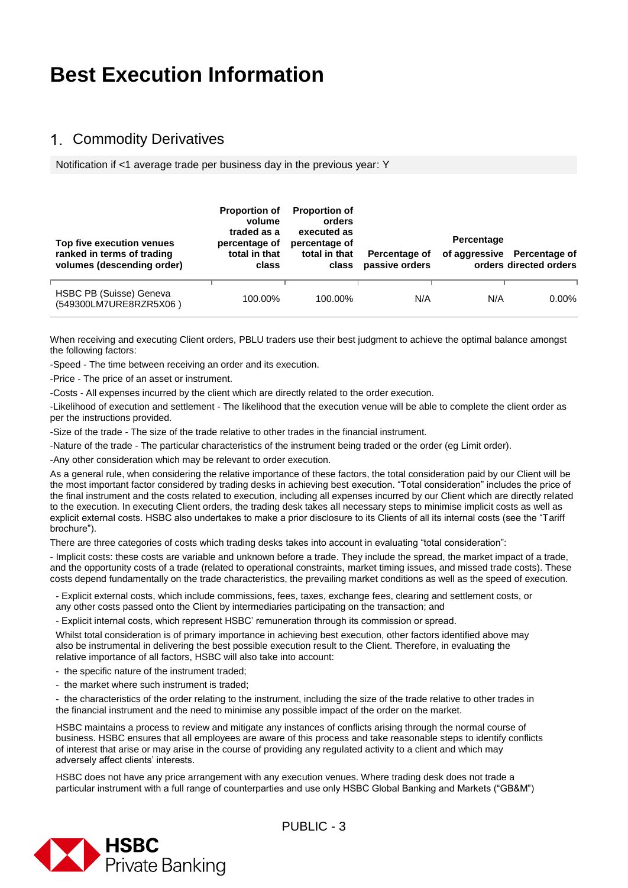# Best Execution Information

## 1. Commodity Derivatives

Notification if <1 average trade per business day in the previous year: Y

| Top five execution venues ranked in terms of trading volumes (descending order) | Proportion of volume traded as a percentage of total in that class | Proportion of orders executed as percentage of total in that class | Percentage of passive orders | Percentage of aggressive orders | Percentage of directed orders |
|---|---|---|---|---|---|
| HSBC PB (Suisse) Geneva (549300LM7URE8RZR5X06 ) | 100.00% | 100.00% | N/A | N/A | 0.00% |

When receiving and executing Client orders, PBLU traders use their best judgment to achieve the optimal balance amongst the following factors:

-Speed - The time between receiving an order and its execution.

-Price - The price of an asset or instrument.

-Costs - All expenses incurred by the client which are directly related to the order execution.

-Likelihood of execution and settlement - The likelihood that the execution venue will be able to complete the client order as per the instructions provided.

-Size of the trade - The size of the trade relative to other trades in the financial instrument.

-Nature of the trade - The particular characteristics of the instrument being traded or the order (eg Limit order).

-Any other consideration which may be relevant to order execution.

As a general rule, when considering the relative importance of these factors, the total consideration paid by our Client will be the most important factor considered by trading desks in achieving best execution. "Total consideration" includes the price of the final instrument and the costs related to execution, including all expenses incurred by our Client which are directly related to the execution. In executing Client orders, the trading desk takes all necessary steps to minimise implicit costs as well as explicit external costs. HSBC also undertakes to make a prior disclosure to its Clients of all its internal costs (see the "Tariff brochure").

There are three categories of costs which trading desks takes into account in evaluating "total consideration":

- Implicit costs: these costs are variable and unknown before a trade. They include the spread, the market impact of a trade, and the opportunity costs of a trade (related to operational constraints, market timing issues, and missed trade costs). These costs depend fundamentally on the trade characteristics, the prevailing market conditions as well as the speed of execution.

- Explicit external costs, which include commissions, fees, taxes, exchange fees, clearing and settlement costs, or any other costs passed onto the Client by intermediaries participating on the transaction; and

- Explicit internal costs, which represent HSBC' remuneration through its commission or spread.

Whilst total consideration is of primary importance in achieving best execution, other factors identified above may also be instrumental in delivering the best possible execution result to the Client. Therefore, in evaluating the relative importance of all factors, HSBC will also take into account:

- the specific nature of the instrument traded;
- the market where such instrument is traded;
- the characteristics of the order relating to the instrument, including the size of the trade relative to other trades in the financial instrument and the need to minimise any possible impact of the order on the market.

HSBC maintains a process to review and mitigate any instances of conflicts arising through the normal course of business. HSBC ensures that all employees are aware of this process and take reasonable steps to identify conflicts of interest that arise or may arise in the course of providing any regulated activity to a client and which may adversely affect clients' interests.

HSBC does not have any price arrangement with any execution venues. Where trading desk does not trade a particular instrument with a full range of counterparties and use only HSBC Global Banking and Markets ("GB&M")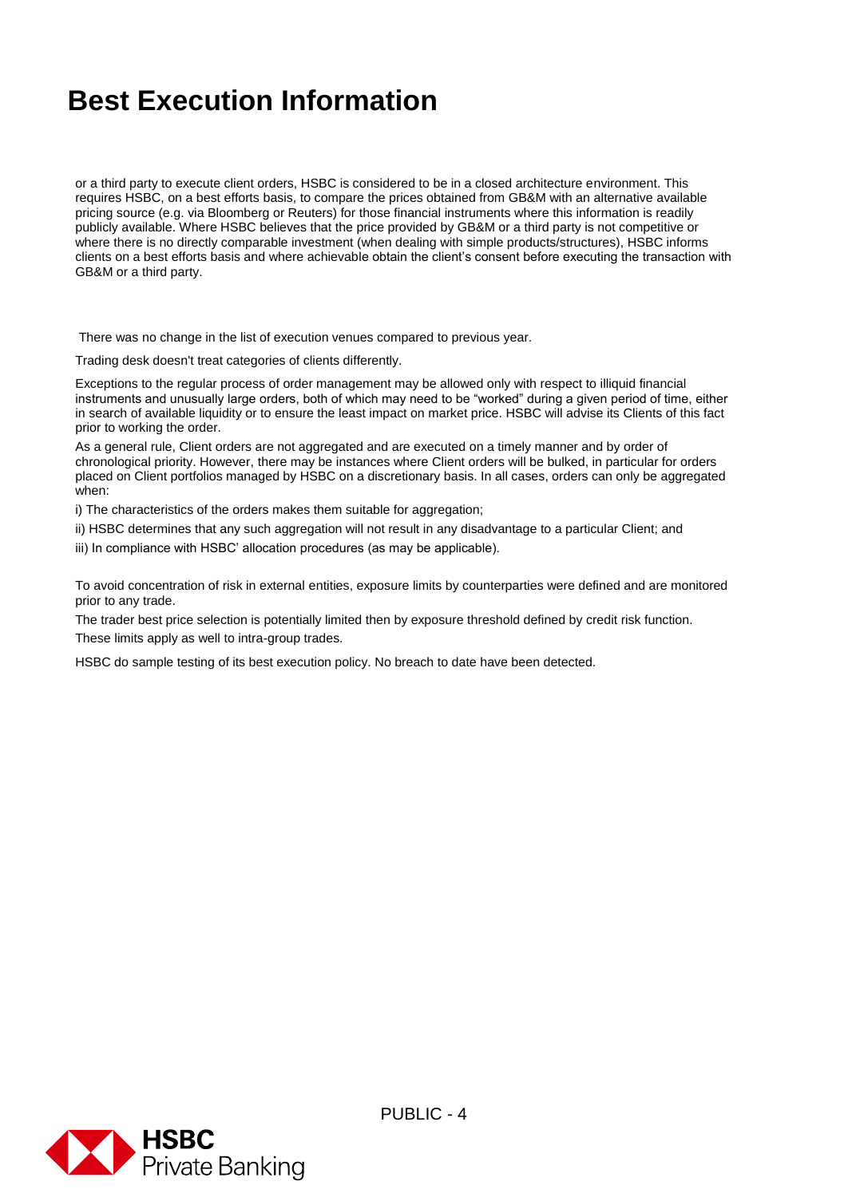# Best Execution Information

or a third party to execute client orders, HSBC is considered to be in a closed architecture environment. This requires HSBC, on a best efforts basis, to compare the prices obtained from GB&M with an alternative available pricing source (e.g. via Bloomberg or Reuters) for those financial instruments where this information is readily publicly available. Where HSBC believes that the price provided by GB&M or a third party is not competitive or where there is no directly comparable investment (when dealing with simple products/structures), HSBC informs clients on a best efforts basis and where achievable obtain the client's consent before executing the transaction with GB&M or a third party.

There was no change in the list of execution venues compared to previous year.

Trading desk doesn't treat categories of clients differently.

Exceptions to the regular process of order management may be allowed only with respect to illiquid financial instruments and unusually large orders, both of which may need to be "worked" during a given period of time, either in search of available liquidity or to ensure the least impact on market price. HSBC will advise its Clients of this fact prior to working the order.

As a general rule, Client orders are not aggregated and are executed on a timely manner and by order of chronological priority. However, there may be instances where Client orders will be bulked, in particular for orders placed on Client portfolios managed by HSBC on a discretionary basis. In all cases, orders can only be aggregated when:

i) The characteristics of the orders makes them suitable for aggregation;

ii) HSBC determines that any such aggregation will not result in any disadvantage to a particular Client; and

iii) In compliance with HSBC' allocation procedures (as may be applicable).

To avoid concentration of risk in external entities, exposure limits by counterparties were defined and are monitored prior to any trade.

The trader best price selection is potentially limited then by exposure threshold defined by credit risk function. These limits apply as well to intra-group trades.

HSBC do sample testing of its best execution policy. No breach to date have been detected.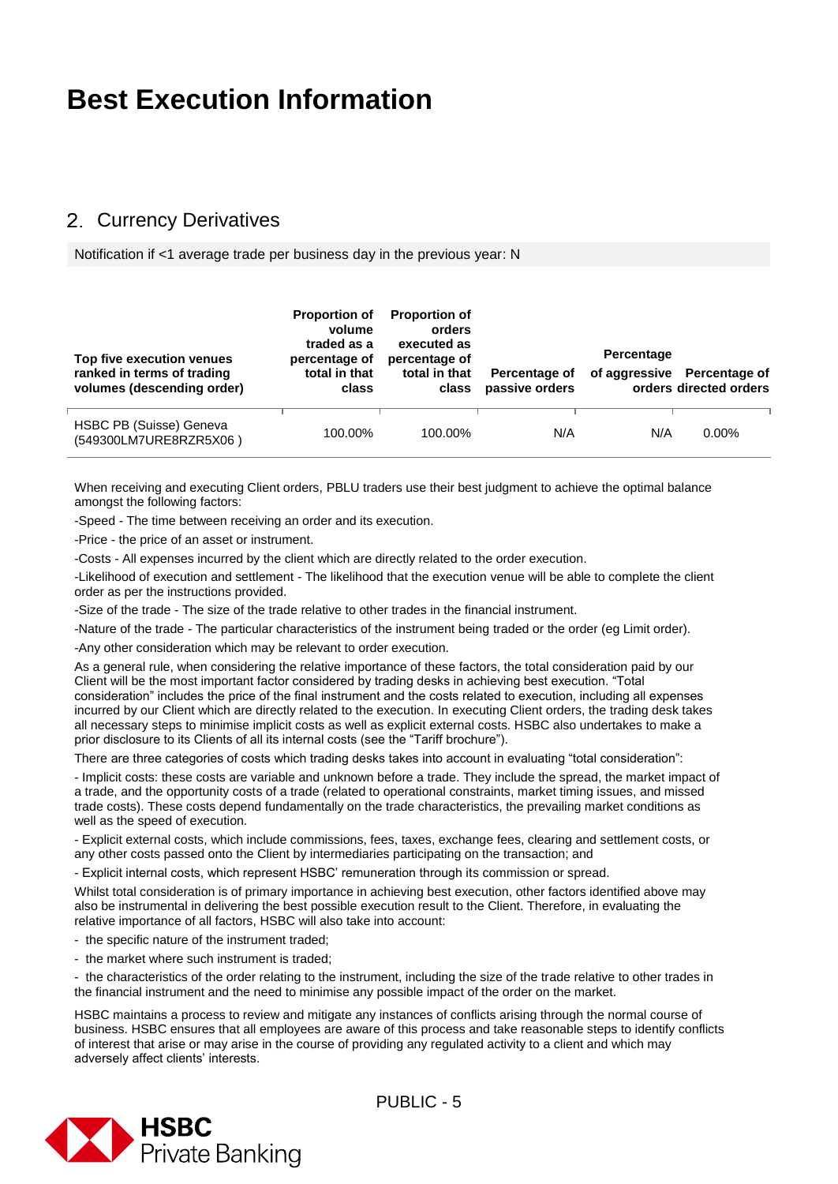# Best Execution Information

## 2. Currency Derivatives

Notification if <1 average trade per business day in the previous year: N

| Top five execution venues ranked in terms of trading volumes (descending order) | Proportion of volume traded as a percentage of total in that class | Proportion of orders executed as percentage of total in that class | Percentage of passive orders | Percentage of aggressive orders | Percentage of directed orders |
|---|---|---|---|---|---|
| HSBC PB (Suisse) Geneva (549300LM7URE8RZR5X06 ) | 100.00% | 100.00% | N/A | N/A | 0.00% |

When receiving and executing Client orders, PBLU traders use their best judgment to achieve the optimal balance amongst the following factors:

-Speed - The time between receiving an order and its execution.

-Price - the price of an asset or instrument.

-Costs - All expenses incurred by the client which are directly related to the order execution.

-Likelihood of execution and settlement - The likelihood that the execution venue will be able to complete the client order as per the instructions provided.

-Size of the trade - The size of the trade relative to other trades in the financial instrument.

-Nature of the trade - The particular characteristics of the instrument being traded or the order (eg Limit order).

-Any other consideration which may be relevant to order execution.

As a general rule, when considering the relative importance of these factors, the total consideration paid by our Client will be the most important factor considered by trading desks in achieving best execution. "Total consideration" includes the price of the final instrument and the costs related to execution, including all expenses incurred by our Client which are directly related to the execution. In executing Client orders, the trading desk takes all necessary steps to minimise implicit costs as well as explicit external costs. HSBC also undertakes to make a prior disclosure to its Clients of all its internal costs (see the "Tariff brochure").

There are three categories of costs which trading desks takes into account in evaluating "total consideration":

- Implicit costs: these costs are variable and unknown before a trade. They include the spread, the market impact of a trade, and the opportunity costs of a trade (related to operational constraints, market timing issues, and missed trade costs). These costs depend fundamentally on the trade characteristics, the prevailing market conditions as well as the speed of execution.

- Explicit external costs, which include commissions, fees, taxes, exchange fees, clearing and settlement costs, or any other costs passed onto the Client by intermediaries participating on the transaction; and

- Explicit internal costs, which represent HSBC' remuneration through its commission or spread.

Whilst total consideration is of primary importance in achieving best execution, other factors identified above may also be instrumental in delivering the best possible execution result to the Client. Therefore, in evaluating the relative importance of all factors, HSBC will also take into account:

- the specific nature of the instrument traded;
- the market where such instrument is traded;
- the characteristics of the order relating to the instrument, including the size of the trade relative to other trades in the financial instrument and the need to minimise any possible impact of the order on the market.

HSBC maintains a process to review and mitigate any instances of conflicts arising through the normal course of business. HSBC ensures that all employees are aware of this process and take reasonable steps to identify conflicts of interest that arise or may arise in the course of providing any regulated activity to a client and which may adversely affect clients' interests.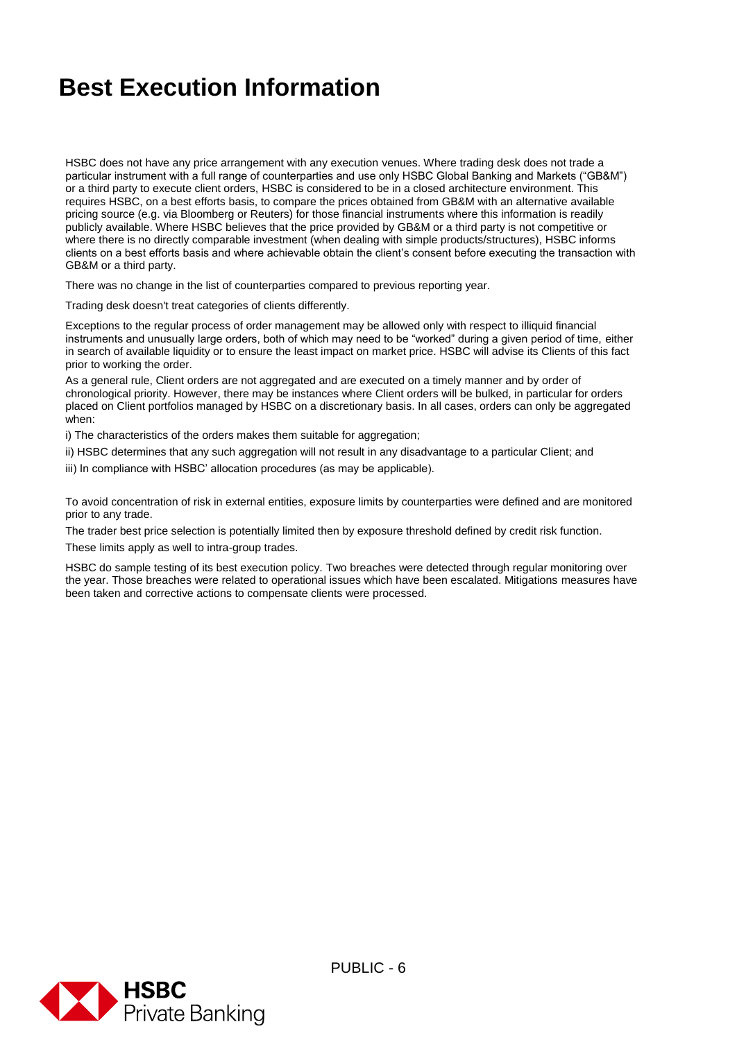# Best Execution Information

HSBC does not have any price arrangement with any execution venues. Where trading desk does not trade a particular instrument with a full range of counterparties and use only HSBC Global Banking and Markets ("GB&M") or a third party to execute client orders, HSBC is considered to be in a closed architecture environment. This requires HSBC, on a best efforts basis, to compare the prices obtained from GB&M with an alternative available pricing source (e.g. via Bloomberg or Reuters) for those financial instruments where this information is readily publicly available. Where HSBC believes that the price provided by GB&M or a third party is not competitive or where there is no directly comparable investment (when dealing with simple products/structures), HSBC informs clients on a best efforts basis and where achievable obtain the client's consent before executing the transaction with GB&M or a third party.

There was no change in the list of counterparties compared to previous reporting year.

Trading desk doesn't treat categories of clients differently.

Exceptions to the regular process of order management may be allowed only with respect to illiquid financial instruments and unusually large orders, both of which may need to be "worked" during a given period of time, either in search of available liquidity or to ensure the least impact on market price. HSBC will advise its Clients of this fact prior to working the order.

As a general rule, Client orders are not aggregated and are executed on a timely manner and by order of chronological priority. However, there may be instances where Client orders will be bulked, in particular for orders placed on Client portfolios managed by HSBC on a discretionary basis. In all cases, orders can only be aggregated when:

i) The characteristics of the orders makes them suitable for aggregation;

ii) HSBC determines that any such aggregation will not result in any disadvantage to a particular Client; and

iii) In compliance with HSBC' allocation procedures (as may be applicable).

To avoid concentration of risk in external entities, exposure limits by counterparties were defined and are monitored prior to any trade.

The trader best price selection is potentially limited then by exposure threshold defined by credit risk function.

These limits apply as well to intra-group trades.

HSBC do sample testing of its best execution policy. Two breaches were detected through regular monitoring over the year. Those breaches were related to operational issues which have been escalated. Mitigations measures have been taken and corrective actions to compensate clients were processed.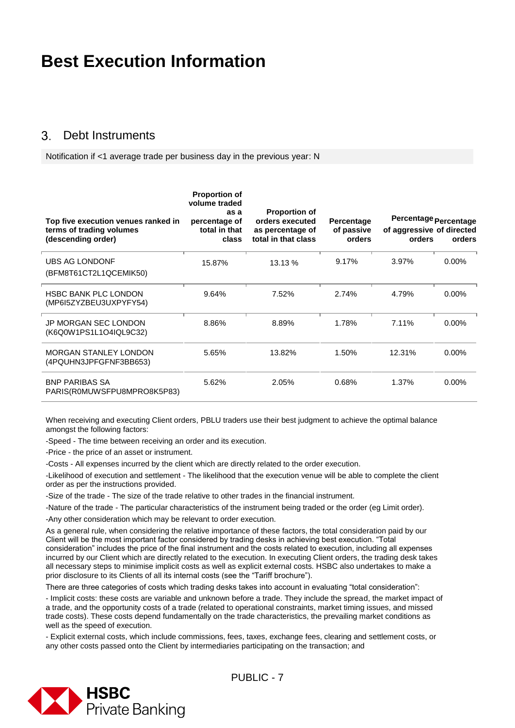# Best Execution Information

## 3. Debt Instruments

Notification if <1 average trade per business day in the previous year: N

| Top five execution venues ranked in terms of trading volumes (descending order) | Proportion of volume traded as a percentage of total in that class | Proportion of orders executed as percentage of total in that class | Percentage of passive orders | Percentage of aggressive orders | Percentage of directed orders |
|---|---|---|---|---|---|
| UBS AG LONDONF (BFM8T61CT2L1QCEMIK50) | 15.87% | 13.13 % | 9.17% | 3.97% | 0.00% |
| HSBC BANK PLC LONDON (MP6I5ZYZBEU3UXPYFY54) | 9.64% | 7.52% | 2.74% | 4.79% | 0.00% |
| JP MORGAN SEC LONDON (K6Q0W1PS1L1O4IQL9C32) | 8.86% | 8.89% | 1.78% | 7.11% | 0.00% |
| MORGAN STANLEY LONDON (4PQUHN3JPFGFNF3BB653) | 5.65% | 13.82% | 1.50% | 12.31% | 0.00% |
| BNP PARIBAS SA PARIS(R0MUWSFPU8MPRO8K5P83) | 5.62% | 2.05% | 0.68% | 1.37% | 0.00% |

When receiving and executing Client orders, PBLU traders use their best judgment to achieve the optimal balance amongst the following factors:

-Speed - The time between receiving an order and its execution.

-Price - the price of an asset or instrument.

-Costs - All expenses incurred by the client which are directly related to the order execution.

-Likelihood of execution and settlement - The likelihood that the execution venue will be able to complete the client order as per the instructions provided.

-Size of the trade - The size of the trade relative to other trades in the financial instrument.

-Nature of the trade - The particular characteristics of the instrument being traded or the order (eg Limit order).

-Any other consideration which may be relevant to order execution.

As a general rule, when considering the relative importance of these factors, the total consideration paid by our Client will be the most important factor considered by trading desks in achieving best execution. "Total consideration" includes the price of the final instrument and the costs related to execution, including all expenses incurred by our Client which are directly related to the execution. In executing Client orders, the trading desk takes all necessary steps to minimise implicit costs as well as explicit external costs. HSBC also undertakes to make a prior disclosure to its Clients of all its internal costs (see the "Tariff brochure").

There are three categories of costs which trading desks takes into account in evaluating "total consideration":

- Implicit costs: these costs are variable and unknown before a trade. They include the spread, the market impact of a trade, and the opportunity costs of a trade (related to operational constraints, market timing issues, and missed trade costs). These costs depend fundamentally on the trade characteristics, the prevailing market conditions as well as the speed of execution.

- Explicit external costs, which include commissions, fees, taxes, exchange fees, clearing and settlement costs, or any other costs passed onto the Client by intermediaries participating on the transaction; and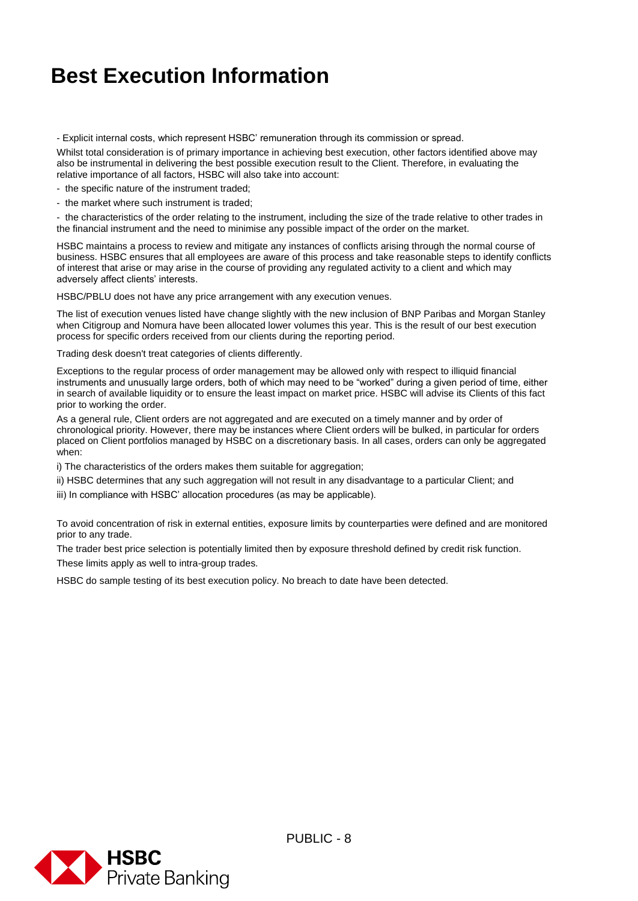# Best Execution Information

- Explicit internal costs, which represent HSBC' remuneration through its commission or spread.

Whilst total consideration is of primary importance in achieving best execution, other factors identified above may also be instrumental in delivering the best possible execution result to the Client. Therefore, in evaluating the relative importance of all factors, HSBC will also take into account:

- the specific nature of the instrument traded;
- the market where such instrument is traded;
- the characteristics of the order relating to the instrument, including the size of the trade relative to other trades in the financial instrument and the need to minimise any possible impact of the order on the market.

HSBC maintains a process to review and mitigate any instances of conflicts arising through the normal course of business. HSBC ensures that all employees are aware of this process and take reasonable steps to identify conflicts of interest that arise or may arise in the course of providing any regulated activity to a client and which may adversely affect clients' interests.

HSBC/PBLU does not have any price arrangement with any execution venues.

The list of execution venues listed have change slightly with the new inclusion of BNP Paribas and Morgan Stanley when Citigroup and Nomura have been allocated lower volumes this year. This is the result of our best execution process for specific orders received from our clients during the reporting period.

Trading desk doesn't treat categories of clients differently.

Exceptions to the regular process of order management may be allowed only with respect to illiquid financial instruments and unusually large orders, both of which may need to be "worked" during a given period of time, either in search of available liquidity or to ensure the least impact on market price. HSBC will advise its Clients of this fact prior to working the order.

As a general rule, Client orders are not aggregated and are executed on a timely manner and by order of chronological priority. However, there may be instances where Client orders will be bulked, in particular for orders placed on Client portfolios managed by HSBC on a discretionary basis. In all cases, orders can only be aggregated when:

i) The characteristics of the orders makes them suitable for aggregation;

ii) HSBC determines that any such aggregation will not result in any disadvantage to a particular Client; and

iii) In compliance with HSBC' allocation procedures (as may be applicable).

To avoid concentration of risk in external entities, exposure limits by counterparties were defined and are monitored prior to any trade.

The trader best price selection is potentially limited then by exposure threshold defined by credit risk function.

These limits apply as well to intra-group trades.

HSBC do sample testing of its best execution policy. No breach to date have been detected.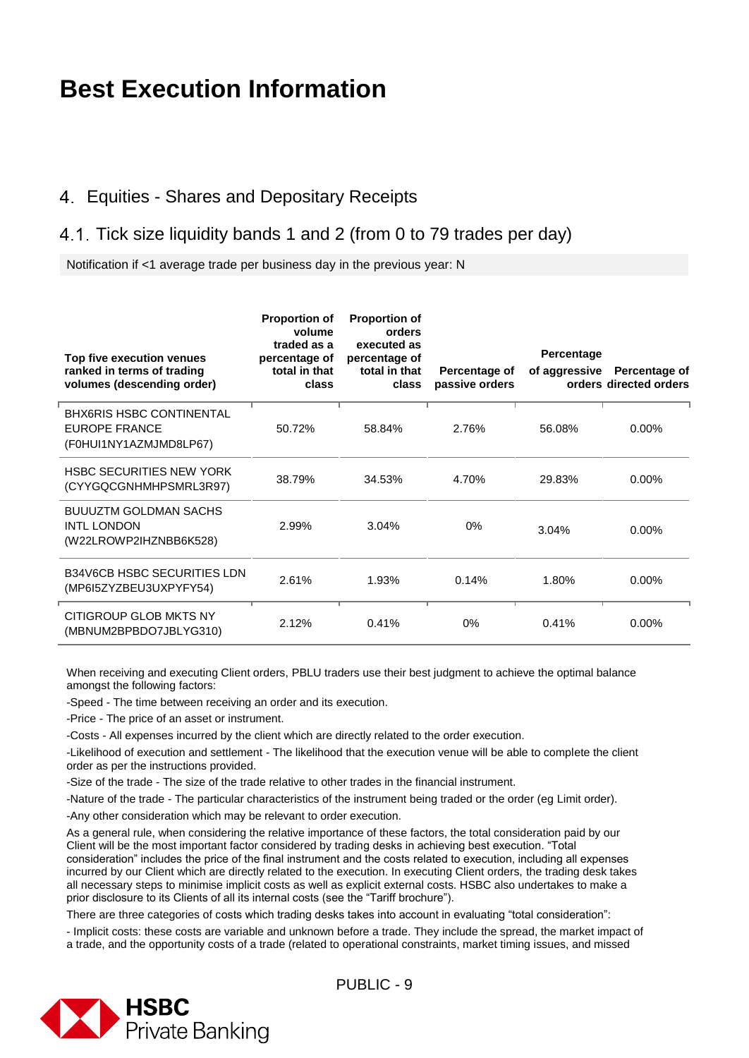# Best Execution Information

## 4. Equities - Shares and Depositary Receipts

### 4.1. Tick size liquidity bands 1 and 2 (from 0 to 79 trades per day)

Notification if <1 average trade per business day in the previous year: N

| Top five execution venues ranked in terms of trading volumes (descending order) | Proportion of volume traded as a percentage of total in that class | Proportion of orders executed as percentage of total in that class | Percentage of passive orders | Percentage of aggressive orders | Percentage of directed orders |
|---|---|---|---|---|---|
| BHX6RIS HSBC CONTINENTAL EUROPE FRANCE (F0HUI1NY1AZMJMD8LP67) | 50.72% | 58.84% | 2.76% | 56.08% | 0.00% |
| HSBC SECURITIES NEW YORK (CYYGQCGNHMHPSMRL3R97) | 38.79% | 34.53% | 4.70% | 29.83% | 0.00% |
| BUUUZTM GOLDMAN SACHS INTL LONDON (W22LROWP2IHZNBB6K528) | 2.99% | 3.04% | 0% | 3.04% | 0.00% |
| B34V6CB HSBC SECURITIES LDN (MP6I5ZYZBEU3UXPYFY54) | 2.61% | 1.93% | 0.14% | 1.80% | 0.00% |
| CITIGROUP GLOB MKTS NY (MBNUM2BPBDO7JBLYG310) | 2.12% | 0.41% | 0% | 0.41% | 0.00% |

When receiving and executing Client orders, PBLU traders use their best judgment to achieve the optimal balance amongst the following factors:

-Speed - The time between receiving an order and its execution.

-Price - The price of an asset or instrument.

-Costs - All expenses incurred by the client which are directly related to the order execution.

-Likelihood of execution and settlement - The likelihood that the execution venue will be able to complete the client order as per the instructions provided.

-Size of the trade - The size of the trade relative to other trades in the financial instrument.

-Nature of the trade - The particular characteristics of the instrument being traded or the order (eg Limit order).

-Any other consideration which may be relevant to order execution.

As a general rule, when considering the relative importance of these factors, the total consideration paid by our Client will be the most important factor considered by trading desks in achieving best execution. "Total consideration" includes the price of the final instrument and the costs related to execution, including all expenses incurred by our Client which are directly related to the execution. In executing Client orders, the trading desk takes all necessary steps to minimise implicit costs as well as explicit external costs. HSBC also undertakes to make a prior disclosure to its Clients of all its internal costs (see the "Tariff brochure").

There are three categories of costs which trading desks takes into account in evaluating "total consideration":

- Implicit costs: these costs are variable and unknown before a trade. They include the spread, the market impact of a trade, and the opportunity costs of a trade (related to operational constraints, market timing issues, and missed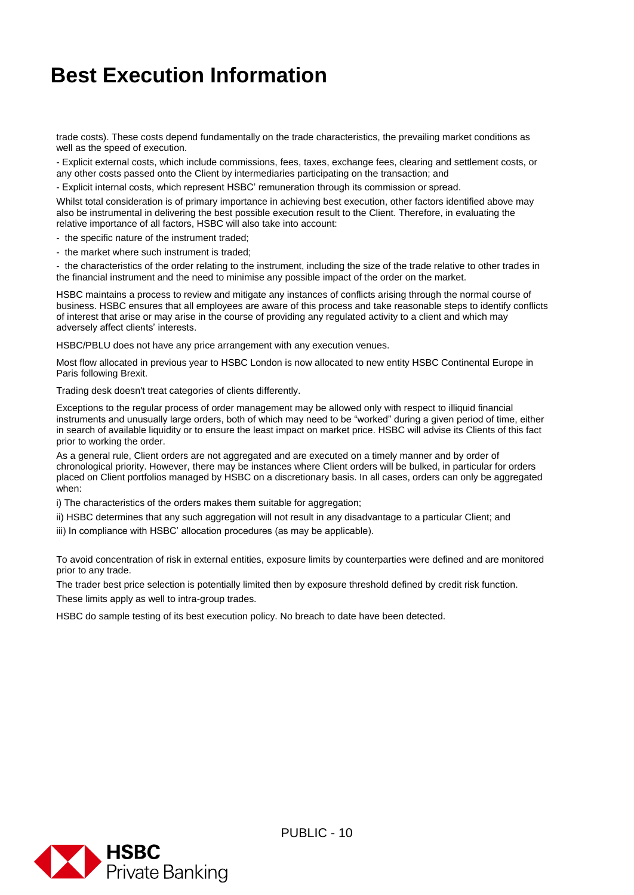# Best Execution Information

trade costs). These costs depend fundamentally on the trade characteristics, the prevailing market conditions as well as the speed of execution.

- Explicit external costs, which include commissions, fees, taxes, exchange fees, clearing and settlement costs, or any other costs passed onto the Client by intermediaries participating on the transaction; and
- Explicit internal costs, which represent HSBC' remuneration through its commission or spread.

Whilst total consideration is of primary importance in achieving best execution, other factors identified above may also be instrumental in delivering the best possible execution result to the Client. Therefore, in evaluating the relative importance of all factors, HSBC will also take into account:

- the specific nature of the instrument traded;
- the market where such instrument is traded;
- the characteristics of the order relating to the instrument, including the size of the trade relative to other trades in the financial instrument and the need to minimise any possible impact of the order on the market.

HSBC maintains a process to review and mitigate any instances of conflicts arising through the normal course of business. HSBC ensures that all employees are aware of this process and take reasonable steps to identify conflicts of interest that arise or may arise in the course of providing any regulated activity to a client and which may adversely affect clients' interests.

HSBC/PBLU does not have any price arrangement with any execution venues.

Most flow allocated in previous year to HSBC London is now allocated to new entity HSBC Continental Europe in Paris following Brexit.

Trading desk doesn't treat categories of clients differently.

Exceptions to the regular process of order management may be allowed only with respect to illiquid financial instruments and unusually large orders, both of which may need to be "worked" during a given period of time, either in search of available liquidity or to ensure the least impact on market price. HSBC will advise its Clients of this fact prior to working the order.

As a general rule, Client orders are not aggregated and are executed on a timely manner and by order of chronological priority. However, there may be instances where Client orders will be bulked, in particular for orders placed on Client portfolios managed by HSBC on a discretionary basis. In all cases, orders can only be aggregated when:

i) The characteristics of the orders makes them suitable for aggregation;

ii) HSBC determines that any such aggregation will not result in any disadvantage to a particular Client; and

iii) In compliance with HSBC' allocation procedures (as may be applicable).

To avoid concentration of risk in external entities, exposure limits by counterparties were defined and are monitored prior to any trade.

The trader best price selection is potentially limited then by exposure threshold defined by credit risk function.

These limits apply as well to intra-group trades.

HSBC do sample testing of its best execution policy. No breach to date have been detected.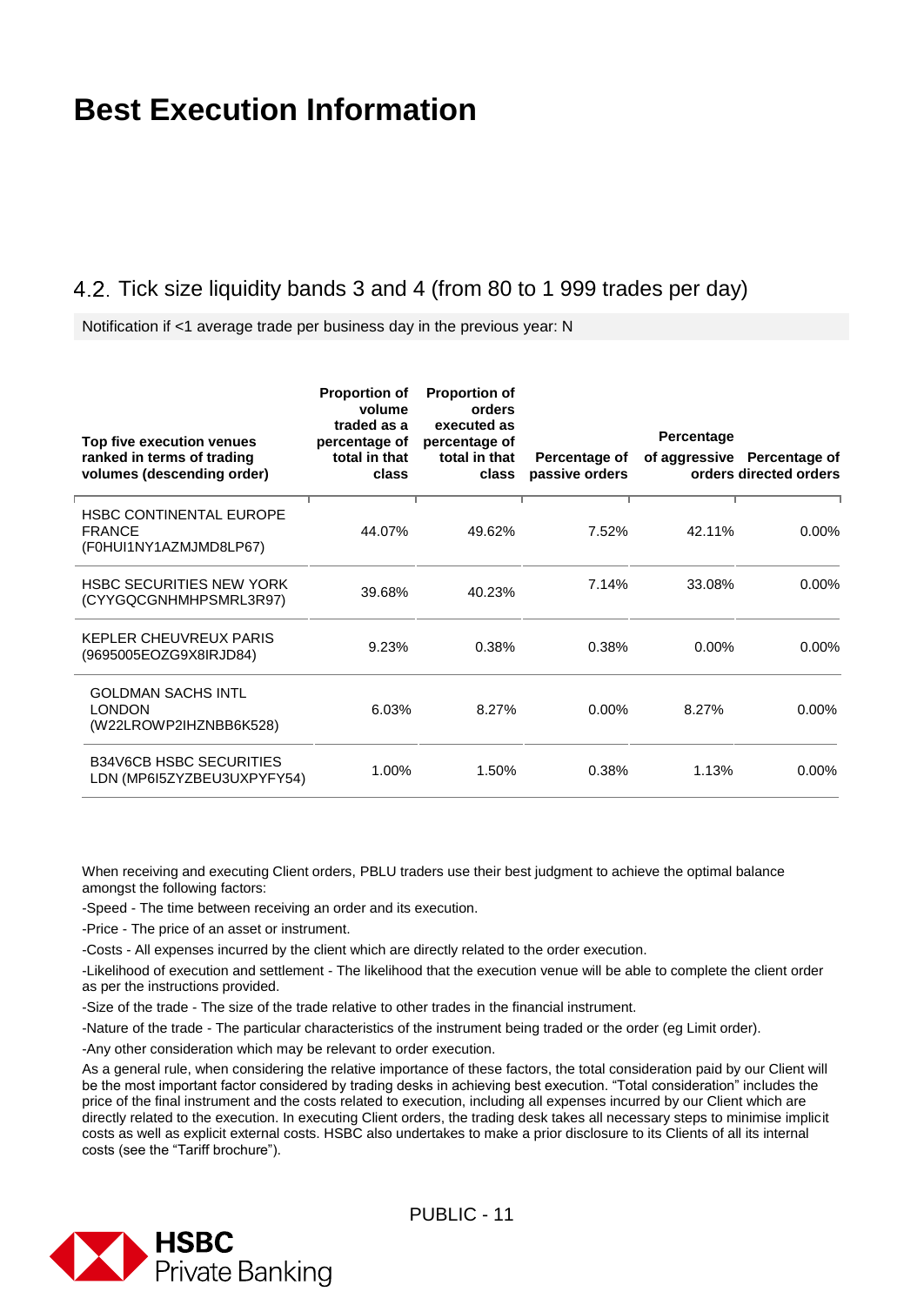# Best Execution Information

## 4.2. Tick size liquidity bands 3 and 4 (from 80 to 1 999 trades per day)

Notification if <1 average trade per business day in the previous year: N

| Top five execution venues ranked in terms of trading volumes (descending order) | Proportion of volume traded as a percentage of total in that class | Proportion of orders executed as percentage of total in that class | Percentage of passive orders | Percentage of aggressive orders | Percentage of directed orders |
|---|---|---|---|---|---|
| HSBC CONTINENTAL EUROPE FRANCE (F0HUI1NY1AZMJMD8LP67) | 44.07% | 49.62% | 7.52% | 42.11% | 0.00% |
| HSBC SECURITIES NEW YORK (CYYGQCGNHMHPSMRL3R97) | 39.68% | 40.23% | 7.14% | 33.08% | 0.00% |
| KEPLER CHEUVREUX PARIS (9695005EOZG9X8IRJD84) | 9.23% | 0.38% | 0.38% | 0.00% | 0.00% |
| GOLDMAN SACHS INTL LONDON (W22LROWP2IHZNBB6K528) | 6.03% | 8.27% | 0.00% | 8.27% | 0.00% |
| B34V6CB HSBC SECURITIES LDN (MP6I5ZYZBEU3UXPYFY54) | 1.00% | 1.50% | 0.38% | 1.13% | 0.00% |

When receiving and executing Client orders, PBLU traders use their best judgment to achieve the optimal balance amongst the following factors:

-Speed - The time between receiving an order and its execution.

-Price - The price of an asset or instrument.

-Costs - All expenses incurred by the client which are directly related to the order execution.

-Likelihood of execution and settlement - The likelihood that the execution venue will be able to complete the client order as per the instructions provided.

-Size of the trade - The size of the trade relative to other trades in the financial instrument.

-Nature of the trade - The particular characteristics of the instrument being traded or the order (eg Limit order).

-Any other consideration which may be relevant to order execution.

As a general rule, when considering the relative importance of these factors, the total consideration paid by our Client will be the most important factor considered by trading desks in achieving best execution. “Total consideration” includes the price of the final instrument and the costs related to execution, including all expenses incurred by our Client which are directly related to the execution. In executing Client orders, the trading desk takes all necessary steps to minimise implicit costs as well as explicit external costs. HSBC also undertakes to make a prior disclosure to its Clients of all its internal costs (see the “Tariff brochure”).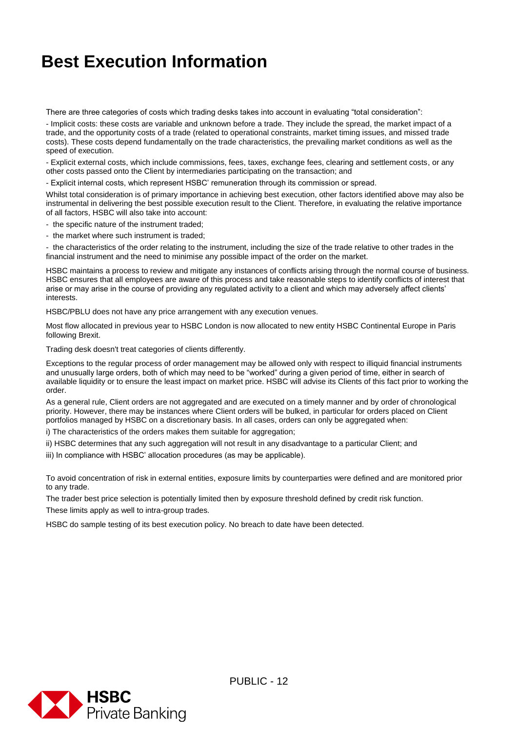# Best Execution Information

There are three categories of costs which trading desks takes into account in evaluating "total consideration":

- Implicit costs: these costs are variable and unknown before a trade. They include the spread, the market impact of a trade, and the opportunity costs of a trade (related to operational constraints, market timing issues, and missed trade costs). These costs depend fundamentally on the trade characteristics, the prevailing market conditions as well as the speed of execution.

- Explicit external costs, which include commissions, fees, taxes, exchange fees, clearing and settlement costs, or any other costs passed onto the Client by intermediaries participating on the transaction; and

- Explicit internal costs, which represent HSBC' remuneration through its commission or spread.

Whilst total consideration is of primary importance in achieving best execution, other factors identified above may also be instrumental in delivering the best possible execution result to the Client. Therefore, in evaluating the relative importance of all factors, HSBC will also take into account:

- the specific nature of the instrument traded;
- the market where such instrument is traded;
- the characteristics of the order relating to the instrument, including the size of the trade relative to other trades in the financial instrument and the need to minimise any possible impact of the order on the market.

HSBC maintains a process to review and mitigate any instances of conflicts arising through the normal course of business. HSBC ensures that all employees are aware of this process and take reasonable steps to identify conflicts of interest that arise or may arise in the course of providing any regulated activity to a client and which may adversely affect clients' interests.

HSBC/PBLU does not have any price arrangement with any execution venues.

Most flow allocated in previous year to HSBC London is now allocated to new entity HSBC Continental Europe in Paris following Brexit.

Trading desk doesn't treat categories of clients differently.

Exceptions to the regular process of order management may be allowed only with respect to illiquid financial instruments and unusually large orders, both of which may need to be "worked" during a given period of time, either in search of available liquidity or to ensure the least impact on market price. HSBC will advise its Clients of this fact prior to working the order.

As a general rule, Client orders are not aggregated and are executed on a timely manner and by order of chronological priority. However, there may be instances where Client orders will be bulked, in particular for orders placed on Client portfolios managed by HSBC on a discretionary basis. In all cases, orders can only be aggregated when:

i) The characteristics of the orders makes them suitable for aggregation;

ii) HSBC determines that any such aggregation will not result in any disadvantage to a particular Client; and

iii) In compliance with HSBC' allocation procedures (as may be applicable).

To avoid concentration of risk in external entities, exposure limits by counterparties were defined and are monitored prior to any trade.

The trader best price selection is potentially limited then by exposure threshold defined by credit risk function.

These limits apply as well to intra-group trades.

HSBC do sample testing of its best execution policy. No breach to date have been detected.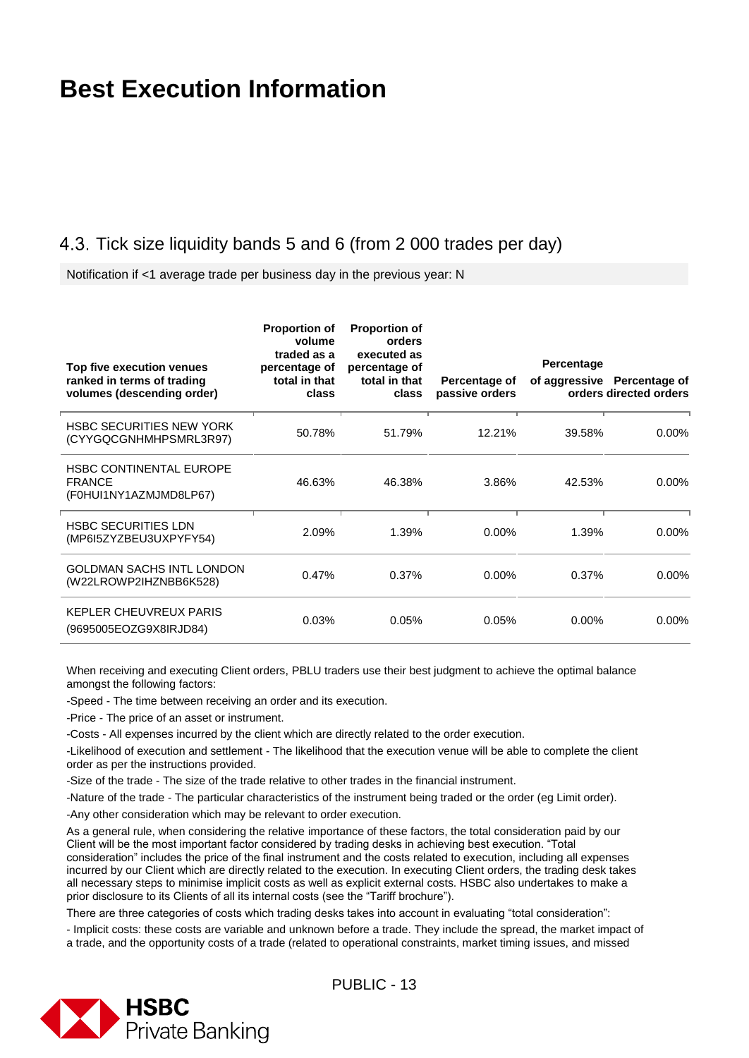# Best Execution Information

## 4.3. Tick size liquidity bands 5 and 6 (from 2 000 trades per day)

Notification if <1 average trade per business day in the previous year: N

| Top five execution venues ranked in terms of trading volumes (descending order) | Proportion of volume traded as a percentage of total in that class | Proportion of orders executed as percentage of total in that class | Percentage of passive orders | Percentage of aggressive orders | Percentage of directed orders |
|---|---|---|---|---|---|
| HSBC SECURITIES NEW YORK (CYYGQCGNHMHPSMRL3R97) | 50.78% | 51.79% | 12.21% | 39.58% | 0.00% |
| HSBC CONTINENTAL EUROPE FRANCE (F0HUI1NY1AZMJMD8LP67) | 46.63% | 46.38% | 3.86% | 42.53% | 0.00% |
| HSBC SECURITIES LDN (MP6I5ZYZBEU3UXPYFY54) | 2.09% | 1.39% | 0.00% | 1.39% | 0.00% |
| GOLDMAN SACHS INTL LONDON (W22LROWP2IHZNBB6K528) | 0.47% | 0.37% | 0.00% | 0.37% | 0.00% |
| KEPLER CHEUVREUX PARIS (9695005EOZG9X8IRJD84) | 0.03% | 0.05% | 0.05% | 0.00% | 0.00% |

When receiving and executing Client orders, PBLU traders use their best judgment to achieve the optimal balance amongst the following factors:

-Speed - The time between receiving an order and its execution.

-Price - The price of an asset or instrument.

-Costs - All expenses incurred by the client which are directly related to the order execution.

-Likelihood of execution and settlement - The likelihood that the execution venue will be able to complete the client order as per the instructions provided.

-Size of the trade - The size of the trade relative to other trades in the financial instrument.

-Nature of the trade - The particular characteristics of the instrument being traded or the order (eg Limit order).

-Any other consideration which may be relevant to order execution.

As a general rule, when considering the relative importance of these factors, the total consideration paid by our Client will be the most important factor considered by trading desks in achieving best execution. "Total consideration" includes the price of the final instrument and the costs related to execution, including all expenses incurred by our Client which are directly related to the execution. In executing Client orders, the trading desk takes all necessary steps to minimise implicit costs as well as explicit external costs. HSBC also undertakes to make a prior disclosure to its Clients of all its internal costs (see the "Tariff brochure").

There are three categories of costs which trading desks takes into account in evaluating "total consideration":

- Implicit costs: these costs are variable and unknown before a trade. They include the spread, the market impact of a trade, and the opportunity costs of a trade (related to operational constraints, market timing issues, and missed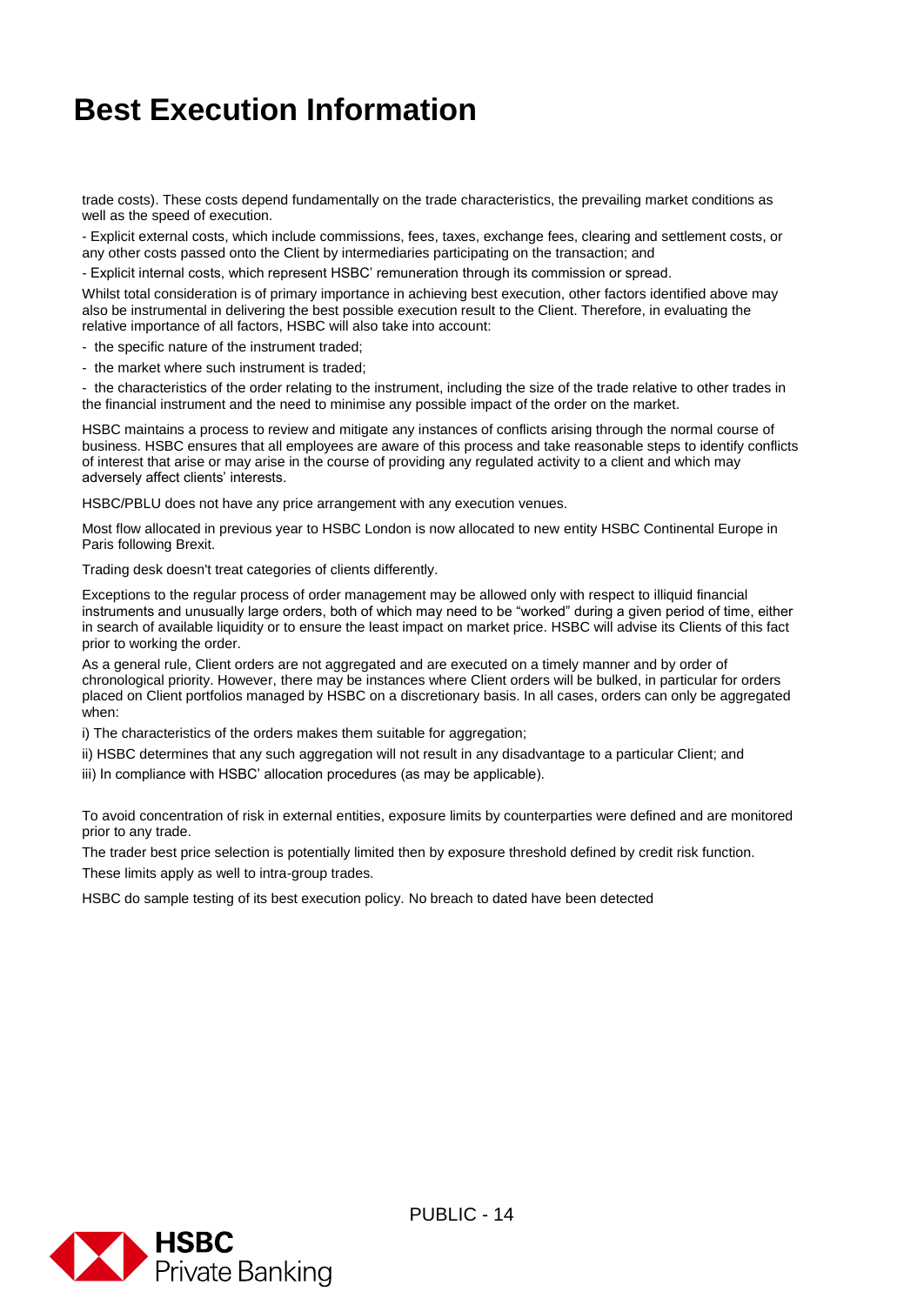# Best Execution Information

trade costs). These costs depend fundamentally on the trade characteristics, the prevailing market conditions as well as the speed of execution.

- Explicit external costs, which include commissions, fees, taxes, exchange fees, clearing and settlement costs, or any other costs passed onto the Client by intermediaries participating on the transaction; and
- Explicit internal costs, which represent HSBC' remuneration through its commission or spread.

Whilst total consideration is of primary importance in achieving best execution, other factors identified above may also be instrumental in delivering the best possible execution result to the Client. Therefore, in evaluating the relative importance of all factors, HSBC will also take into account:

- the specific nature of the instrument traded;
- the market where such instrument is traded;
- the characteristics of the order relating to the instrument, including the size of the trade relative to other trades in the financial instrument and the need to minimise any possible impact of the order on the market.

HSBC maintains a process to review and mitigate any instances of conflicts arising through the normal course of business. HSBC ensures that all employees are aware of this process and take reasonable steps to identify conflicts of interest that arise or may arise in the course of providing any regulated activity to a client and which may adversely affect clients' interests.

HSBC/PBLU does not have any price arrangement with any execution venues.

Most flow allocated in previous year to HSBC London is now allocated to new entity HSBC Continental Europe in Paris following Brexit.

Trading desk doesn't treat categories of clients differently.

Exceptions to the regular process of order management may be allowed only with respect to illiquid financial instruments and unusually large orders, both of which may need to be "worked" during a given period of time, either in search of available liquidity or to ensure the least impact on market price. HSBC will advise its Clients of this fact prior to working the order.

As a general rule, Client orders are not aggregated and are executed on a timely manner and by order of chronological priority. However, there may be instances where Client orders will be bulked, in particular for orders placed on Client portfolios managed by HSBC on a discretionary basis. In all cases, orders can only be aggregated when:

i) The characteristics of the orders makes them suitable for aggregation;

ii) HSBC determines that any such aggregation will not result in any disadvantage to a particular Client; and

iii) In compliance with HSBC' allocation procedures (as may be applicable).

To avoid concentration of risk in external entities, exposure limits by counterparties were defined and are monitored prior to any trade.

The trader best price selection is potentially limited then by exposure threshold defined by credit risk function.

These limits apply as well to intra-group trades.

HSBC do sample testing of its best execution policy. No breach to dated have been detected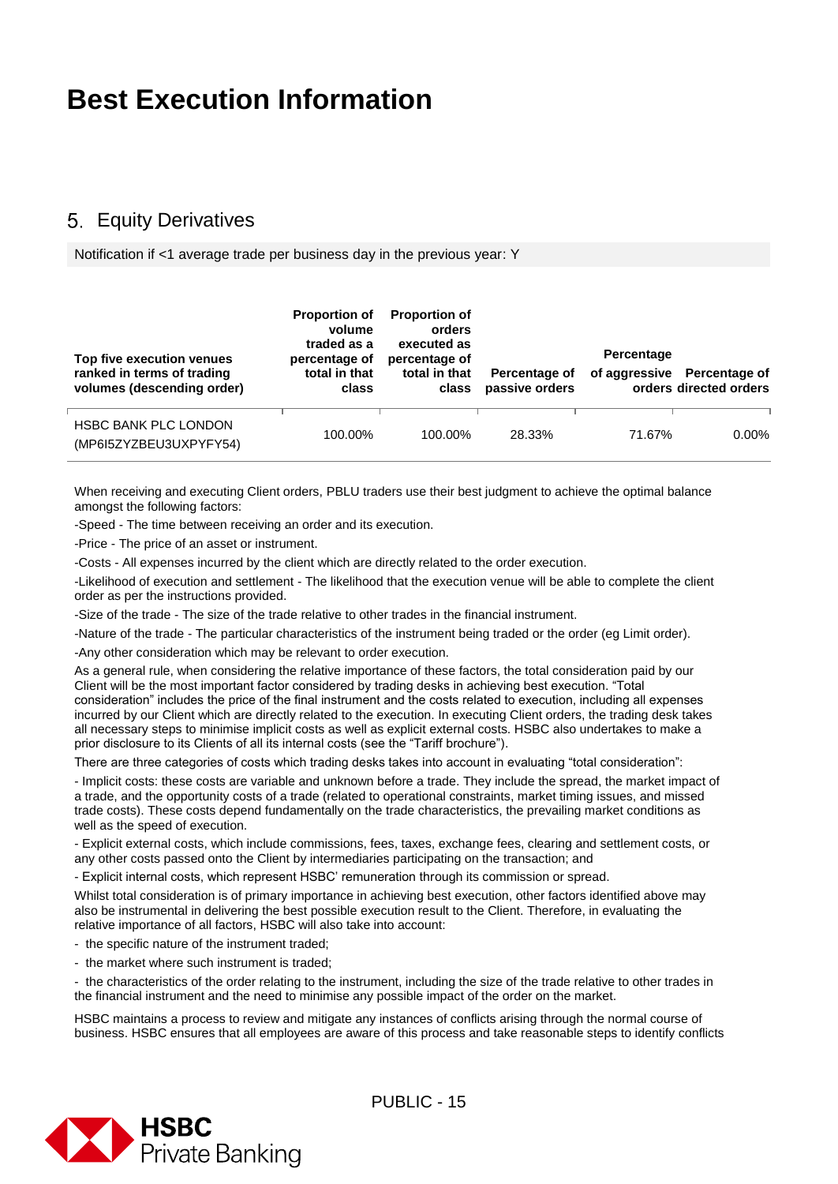# Best Execution Information

## 5. Equity Derivatives

Notification if <1 average trade per business day in the previous year: Y

| Top five execution venues ranked in terms of trading volumes (descending order) | Proportion of volume traded as a percentage of total in that class | Proportion of orders executed as percentage of total in that class | Percentage of passive orders | Percentage of aggressive orders | Percentage of directed orders |
|---|---|---|---|---|---|
| HSBC BANK PLC LONDON (MP6I5ZYZBEU3UXPYFY54) | 100.00% | 100.00% | 28.33% | 71.67% | 0.00% |

When receiving and executing Client orders, PBLU traders use their best judgment to achieve the optimal balance amongst the following factors:

-Speed - The time between receiving an order and its execution.

-Price - The price of an asset or instrument.

-Costs - All expenses incurred by the client which are directly related to the order execution.

-Likelihood of execution and settlement - The likelihood that the execution venue will be able to complete the client order as per the instructions provided.

-Size of the trade - The size of the trade relative to other trades in the financial instrument.

-Nature of the trade - The particular characteristics of the instrument being traded or the order (eg Limit order).

-Any other consideration which may be relevant to order execution.

As a general rule, when considering the relative importance of these factors, the total consideration paid by our Client will be the most important factor considered by trading desks in achieving best execution. "Total consideration" includes the price of the final instrument and the costs related to execution, including all expenses incurred by our Client which are directly related to the execution. In executing Client orders, the trading desk takes all necessary steps to minimise implicit costs as well as explicit external costs. HSBC also undertakes to make a prior disclosure to its Clients of all its internal costs (see the "Tariff brochure").

There are three categories of costs which trading desks takes into account in evaluating "total consideration":

- Implicit costs: these costs are variable and unknown before a trade. They include the spread, the market impact of a trade, and the opportunity costs of a trade (related to operational constraints, market timing issues, and missed trade costs). These costs depend fundamentally on the trade characteristics, the prevailing market conditions as well as the speed of execution.

- Explicit external costs, which include commissions, fees, taxes, exchange fees, clearing and settlement costs, or any other costs passed onto the Client by intermediaries participating on the transaction; and

- Explicit internal costs, which represent HSBC' remuneration through its commission or spread.

Whilst total consideration is of primary importance in achieving best execution, other factors identified above may also be instrumental in delivering the best possible execution result to the Client. Therefore, in evaluating the relative importance of all factors, HSBC will also take into account:

- the specific nature of the instrument traded;
- the market where such instrument is traded;
- the characteristics of the order relating to the instrument, including the size of the trade relative to other trades in the financial instrument and the need to minimise any possible impact of the order on the market.

HSBC maintains a process to review and mitigate any instances of conflicts arising through the normal course of business. HSBC ensures that all employees are aware of this process and take reasonable steps to identify conflicts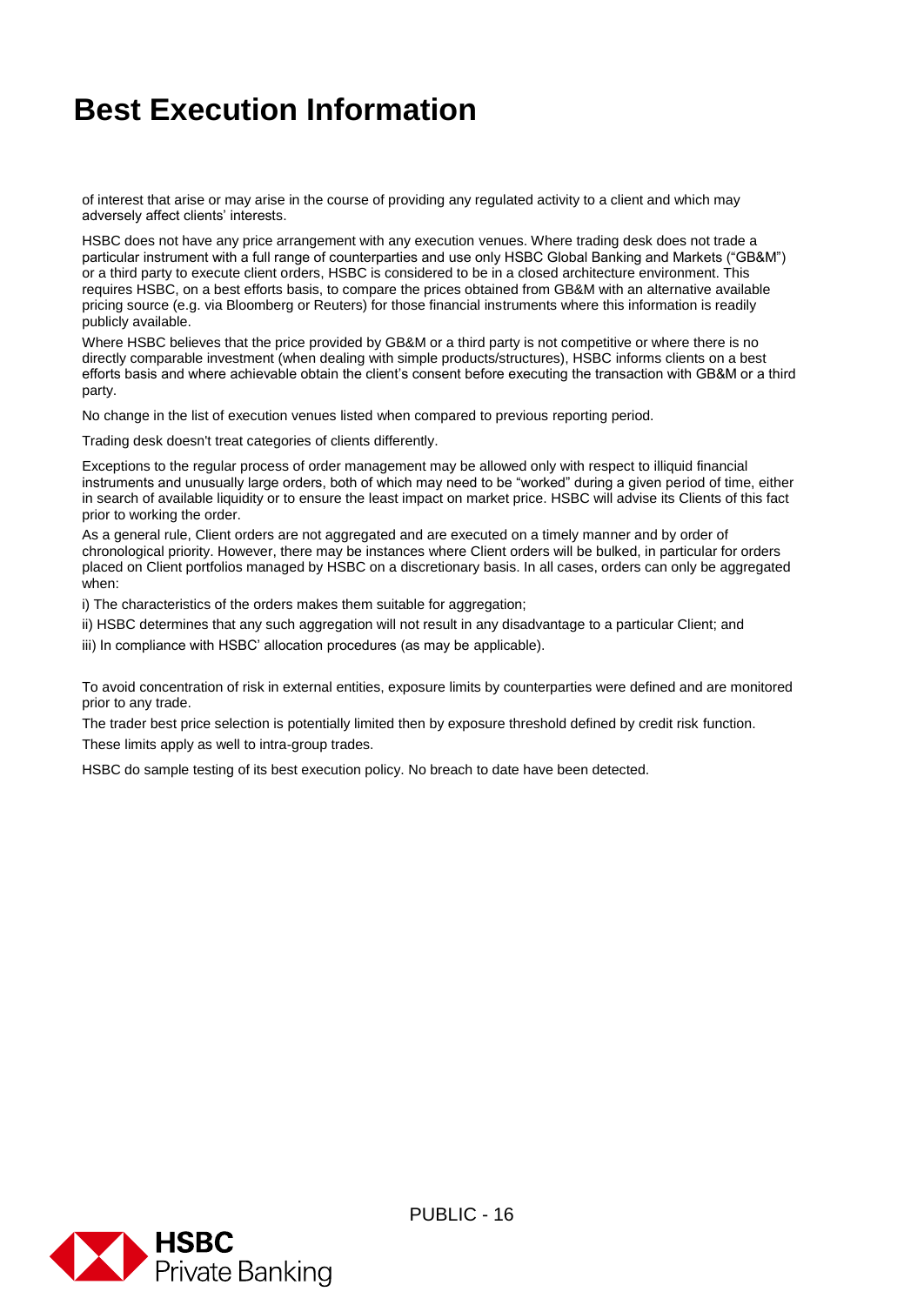# Best Execution Information

of interest that arise or may arise in the course of providing any regulated activity to a client and which may adversely affect clients' interests.

HSBC does not have any price arrangement with any execution venues. Where trading desk does not trade a particular instrument with a full range of counterparties and use only HSBC Global Banking and Markets ("GB&M") or a third party to execute client orders, HSBC is considered to be in a closed architecture environment. This requires HSBC, on a best efforts basis, to compare the prices obtained from GB&M with an alternative available pricing source (e.g. via Bloomberg or Reuters) for those financial instruments where this information is readily publicly available.

Where HSBC believes that the price provided by GB&M or a third party is not competitive or where there is no directly comparable investment (when dealing with simple products/structures), HSBC informs clients on a best efforts basis and where achievable obtain the client's consent before executing the transaction with GB&M or a third party.

No change in the list of execution venues listed when compared to previous reporting period.

Trading desk doesn't treat categories of clients differently.

Exceptions to the regular process of order management may be allowed only with respect to illiquid financial instruments and unusually large orders, both of which may need to be "worked" during a given period of time, either in search of available liquidity or to ensure the least impact on market price. HSBC will advise its Clients of this fact prior to working the order.

As a general rule, Client orders are not aggregated and are executed on a timely manner and by order of chronological priority. However, there may be instances where Client orders will be bulked, in particular for orders placed on Client portfolios managed by HSBC on a discretionary basis. In all cases, orders can only be aggregated when:

i) The characteristics of the orders makes them suitable for aggregation;

ii) HSBC determines that any such aggregation will not result in any disadvantage to a particular Client; and

iii) In compliance with HSBC' allocation procedures (as may be applicable).

To avoid concentration of risk in external entities, exposure limits by counterparties were defined and are monitored prior to any trade.

The trader best price selection is potentially limited then by exposure threshold defined by credit risk function.

These limits apply as well to intra-group trades.

HSBC do sample testing of its best execution policy. No breach to date have been detected.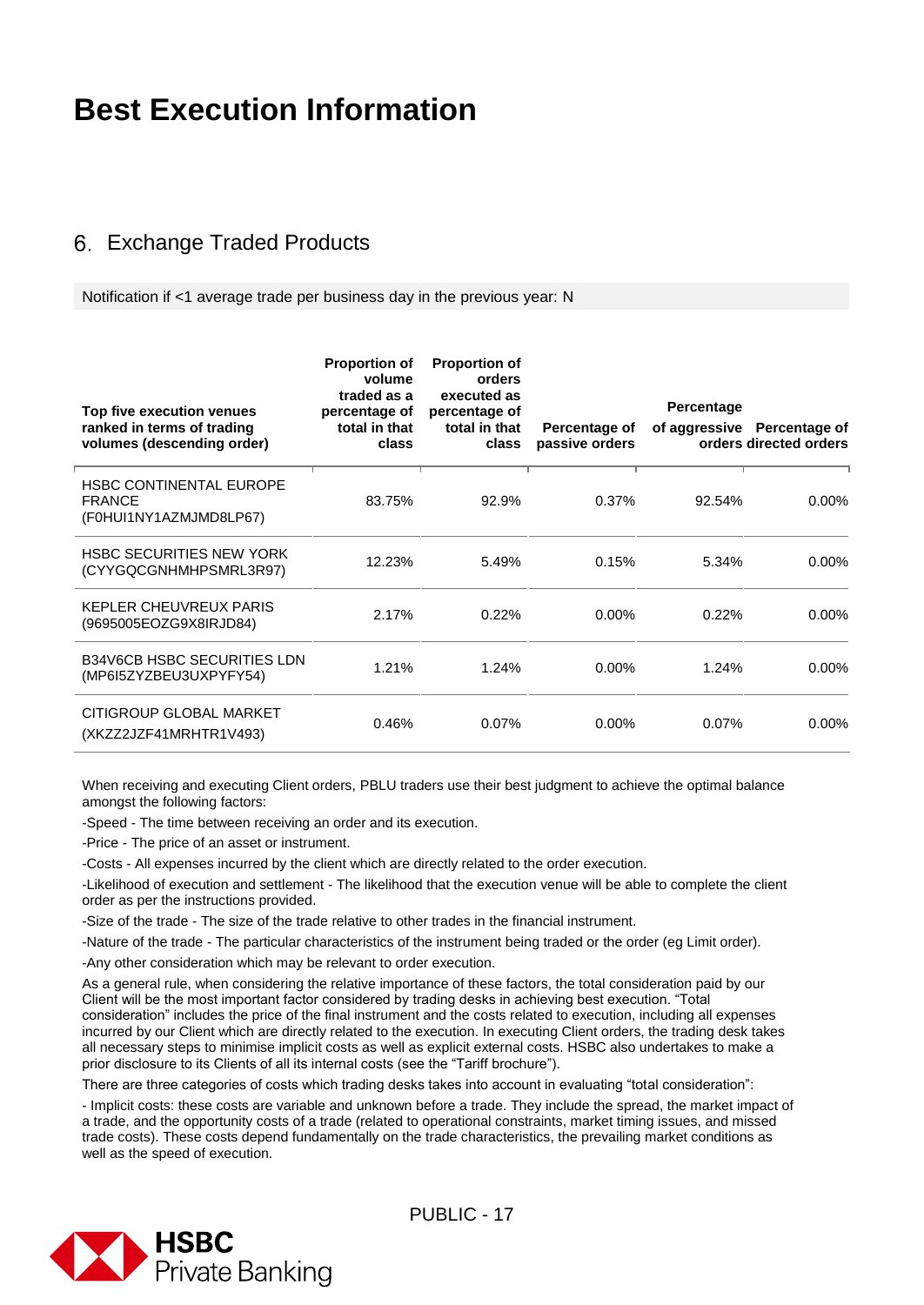# Best Execution Information

## 6. Exchange Traded Products

Notification if <1 average trade per business day in the previous year: N

| Top five execution venues ranked in terms of trading volumes (descending order) | Proportion of volume traded as a percentage of total in that class | Proportion of orders executed as percentage of total in that class | Percentage of passive orders | Percentage of aggressive orders | Percentage of directed orders |
|---|---|---|---|---|---|
| HSBC CONTINENTAL EUROPE FRANCE (F0HUI1NY1AZMJMD8LP67) | 83.75% | 92.9% | 0.37% | 92.54% | 0.00% |
| HSBC SECURITIES NEW YORK (CYYGQCGNHMHPSMRL3R97) | 12.23% | 5.49% | 0.15% | 5.34% | 0.00% |
| KEPLER CHEUVREUX PARIS (9695005EOZG9X8IRJD84) | 2.17% | 0.22% | 0.00% | 0.22% | 0.00% |
| B34V6CB HSBC SECURITIES LDN (MP6I5ZYZBEU3UXPYFY54) | 1.21% | 1.24% | 0.00% | 1.24% | 0.00% |
| CITIGROUP GLOBAL MARKET (XKZZ2JZF41MRHTR1V493) | 0.46% | 0.07% | 0.00% | 0.07% | 0.00% |

When receiving and executing Client orders, PBLU traders use their best judgment to achieve the optimal balance amongst the following factors:

-Speed - The time between receiving an order and its execution.

-Price - The price of an asset or instrument.

-Costs - All expenses incurred by the client which are directly related to the order execution.

-Likelihood of execution and settlement - The likelihood that the execution venue will be able to complete the client order as per the instructions provided.

-Size of the trade - The size of the trade relative to other trades in the financial instrument.

-Nature of the trade - The particular characteristics of the instrument being traded or the order (eg Limit order).

-Any other consideration which may be relevant to order execution.

As a general rule, when considering the relative importance of these factors, the total consideration paid by our Client will be the most important factor considered by trading desks in achieving best execution. "Total consideration" includes the price of the final instrument and the costs related to execution, including all expenses incurred by our Client which are directly related to the execution. In executing Client orders, the trading desk takes all necessary steps to minimise implicit costs as well as explicit external costs. HSBC also undertakes to make a prior disclosure to its Clients of all its internal costs (see the "Tariff brochure").

There are three categories of costs which trading desks takes into account in evaluating "total consideration":

- Implicit costs: these costs are variable and unknown before a trade. They include the spread, the market impact of a trade, and the opportunity costs of a trade (related to operational constraints, market timing issues, and missed trade costs). These costs depend fundamentally on the trade characteristics, the prevailing market conditions as well as the speed of execution.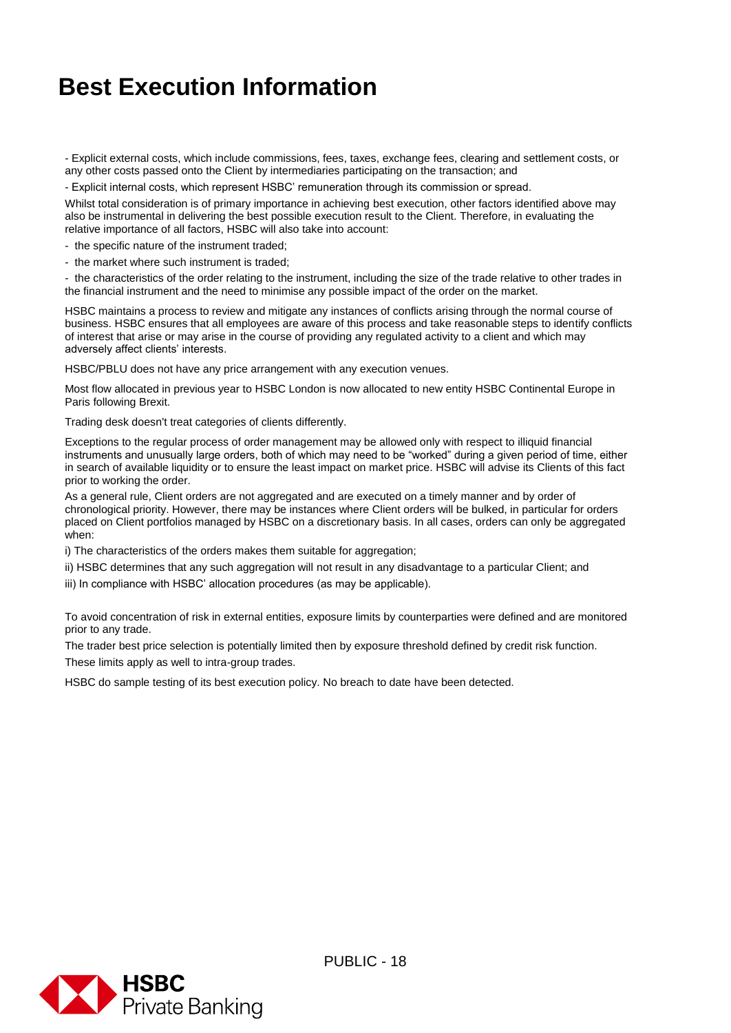# Best Execution Information

- Explicit external costs, which include commissions, fees, taxes, exchange fees, clearing and settlement costs, or any other costs passed onto the Client by intermediaries participating on the transaction; and

- Explicit internal costs, which represent HSBC' remuneration through its commission or spread.

Whilst total consideration is of primary importance in achieving best execution, other factors identified above may also be instrumental in delivering the best possible execution result to the Client. Therefore, in evaluating the relative importance of all factors, HSBC will also take into account:

- the specific nature of the instrument traded;
- the market where such instrument is traded;
- the characteristics of the order relating to the instrument, including the size of the trade relative to other trades in the financial instrument and the need to minimise any possible impact of the order on the market.

HSBC maintains a process to review and mitigate any instances of conflicts arising through the normal course of business. HSBC ensures that all employees are aware of this process and take reasonable steps to identify conflicts of interest that arise or may arise in the course of providing any regulated activity to a client and which may adversely affect clients' interests.

HSBC/PBLU does not have any price arrangement with any execution venues.

Most flow allocated in previous year to HSBC London is now allocated to new entity HSBC Continental Europe in Paris following Brexit.

Trading desk doesn't treat categories of clients differently.

Exceptions to the regular process of order management may be allowed only with respect to illiquid financial instruments and unusually large orders, both of which may need to be "worked" during a given period of time, either in search of available liquidity or to ensure the least impact on market price. HSBC will advise its Clients of this fact prior to working the order.

As a general rule, Client orders are not aggregated and are executed on a timely manner and by order of chronological priority. However, there may be instances where Client orders will be bulked, in particular for orders placed on Client portfolios managed by HSBC on a discretionary basis. In all cases, orders can only be aggregated when:

i) The characteristics of the orders makes them suitable for aggregation;

ii) HSBC determines that any such aggregation will not result in any disadvantage to a particular Client; and

iii) In compliance with HSBC' allocation procedures (as may be applicable).

To avoid concentration of risk in external entities, exposure limits by counterparties were defined and are monitored prior to any trade.

The trader best price selection is potentially limited then by exposure threshold defined by credit risk function.

These limits apply as well to intra-group trades.

HSBC do sample testing of its best execution policy. No breach to date have been detected.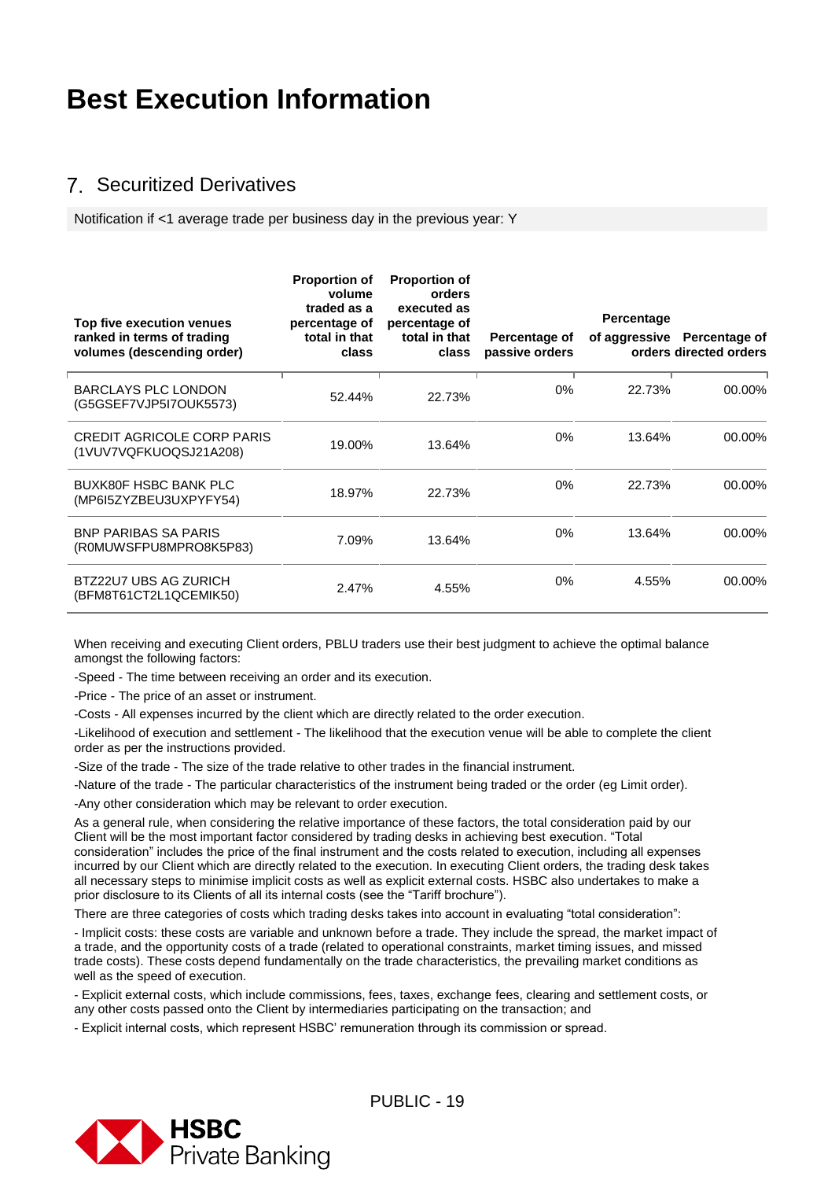# Best Execution Information

## 7. Securitized Derivatives

Notification if <1 average trade per business day in the previous year: Y

| Top five execution venues ranked in terms of trading volumes (descending order) | Proportion of volume traded as a percentage of total in that class | Proportion of orders executed as percentage of total in that class | Percentage of passive orders | Percentage of aggressive orders | Percentage of directed orders |
|---|---|---|---|---|---|
| BARCLAYS PLC LONDON (G5GSEF7VJP5I7OUK5573) | 52.44% | 22.73% | 0% | 22.73% | 00.00% |
| CREDIT AGRICOLE CORP PARIS (1VUV7VQFKUOQSJ21A208) | 19.00% | 13.64% | 0% | 13.64% | 00.00% |
| BUXK80F HSBC BANK PLC (MP6I5ZYZBEU3UXPYFY54) | 18.97% | 22.73% | 0% | 22.73% | 00.00% |
| BNP PARIBAS SA PARIS (R0MUWSFPU8MPRO8K5P83) | 7.09% | 13.64% | 0% | 13.64% | 00.00% |
| BTZ22U7 UBS AG ZURICH (BFM8T61CT2L1QCEMIK50) | 2.47% | 4.55% | 0% | 4.55% | 00.00% |

When receiving and executing Client orders, PBLU traders use their best judgment to achieve the optimal balance amongst the following factors:

-Speed - The time between receiving an order and its execution.

-Price - The price of an asset or instrument.

-Costs - All expenses incurred by the client which are directly related to the order execution.

-Likelihood of execution and settlement - The likelihood that the execution venue will be able to complete the client order as per the instructions provided.

-Size of the trade - The size of the trade relative to other trades in the financial instrument.

-Nature of the trade - The particular characteristics of the instrument being traded or the order (eg Limit order).

-Any other consideration which may be relevant to order execution.

As a general rule, when considering the relative importance of these factors, the total consideration paid by our Client will be the most important factor considered by trading desks in achieving best execution. "Total consideration" includes the price of the final instrument and the costs related to execution, including all expenses incurred by our Client which are directly related to the execution. In executing Client orders, the trading desk takes all necessary steps to minimise implicit costs as well as explicit external costs. HSBC also undertakes to make a prior disclosure to its Clients of all its internal costs (see the "Tariff brochure").

There are three categories of costs which trading desks takes into account in evaluating "total consideration":

- Implicit costs: these costs are variable and unknown before a trade. They include the spread, the market impact of a trade, and the opportunity costs of a trade (related to operational constraints, market timing issues, and missed trade costs). These costs depend fundamentally on the trade characteristics, the prevailing market conditions as well as the speed of execution.

- Explicit external costs, which include commissions, fees, taxes, exchange fees, clearing and settlement costs, or any other costs passed onto the Client by intermediaries participating on the transaction; and

- Explicit internal costs, which represent HSBC' remuneration through its commission or spread.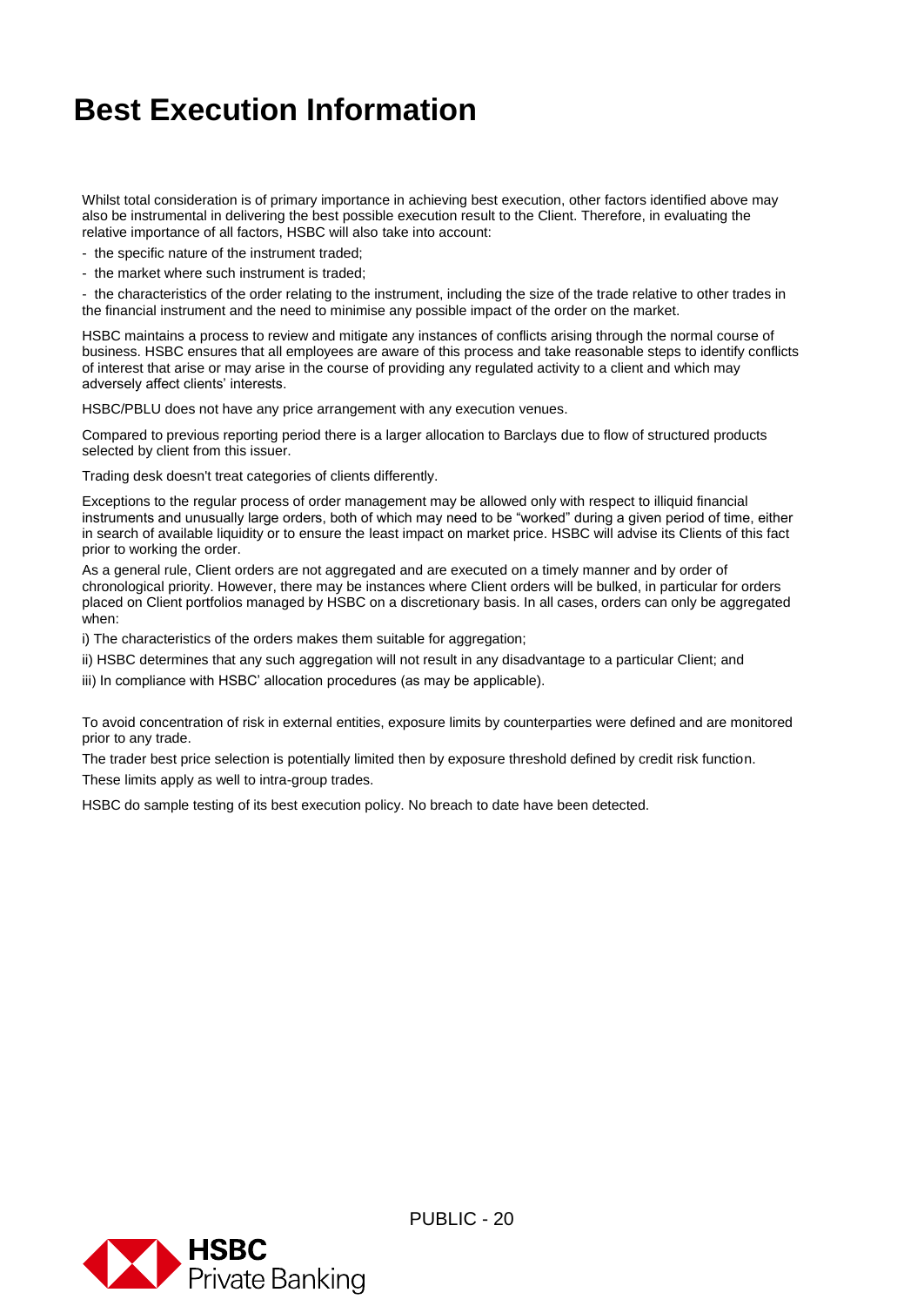# Best Execution Information

Whilst total consideration is of primary importance in achieving best execution, other factors identified above may also be instrumental in delivering the best possible execution result to the Client. Therefore, in evaluating the relative importance of all factors, HSBC will also take into account:

- the specific nature of the instrument traded;
- the market where such instrument is traded;
- the characteristics of the order relating to the instrument, including the size of the trade relative to other trades in the financial instrument and the need to minimise any possible impact of the order on the market.

HSBC maintains a process to review and mitigate any instances of conflicts arising through the normal course of business. HSBC ensures that all employees are aware of this process and take reasonable steps to identify conflicts of interest that arise or may arise in the course of providing any regulated activity to a client and which may adversely affect clients' interests.

HSBC/PBLU does not have any price arrangement with any execution venues.

Compared to previous reporting period there is a larger allocation to Barclays due to flow of structured products selected by client from this issuer.

Trading desk doesn't treat categories of clients differently.

Exceptions to the regular process of order management may be allowed only with respect to illiquid financial instruments and unusually large orders, both of which may need to be "worked" during a given period of time, either in search of available liquidity or to ensure the least impact on market price. HSBC will advise its Clients of this fact prior to working the order.

As a general rule, Client orders are not aggregated and are executed on a timely manner and by order of chronological priority. However, there may be instances where Client orders will be bulked, in particular for orders placed on Client portfolios managed by HSBC on a discretionary basis. In all cases, orders can only be aggregated when:

i) The characteristics of the orders makes them suitable for aggregation;

ii) HSBC determines that any such aggregation will not result in any disadvantage to a particular Client; and

iii) In compliance with HSBC' allocation procedures (as may be applicable).

To avoid concentration of risk in external entities, exposure limits by counterparties were defined and are monitored prior to any trade.

The trader best price selection is potentially limited then by exposure threshold defined by credit risk function.

These limits apply as well to intra-group trades.

HSBC do sample testing of its best execution policy. No breach to date have been detected.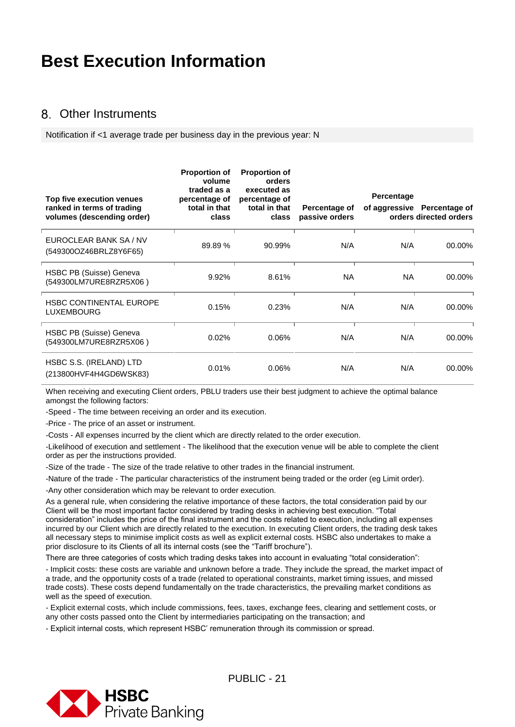# Best Execution Information

## 8. Other Instruments

Notification if <1 average trade per business day in the previous year: N

| Top five execution venues ranked in terms of trading volumes (descending order) | Proportion of volume traded as a percentage of total in that class | Proportion of orders executed as percentage of total in that class | Percentage of passive orders | Percentage of aggressive orders | Percentage of directed orders |
|---|---|---|---|---|---|
| EUROCLEAR BANK SA / NV (549300OZ46BRLZ8Y6F65) | 89.89 % | 90.99% | N/A | N/A | 00.00% |
| HSBC PB (Suisse) Geneva (549300LM7URE8RZR5X06 ) | 9.92% | 8.61% | NA | NA | 00.00% |
| HSBC CONTINENTAL EUROPE LUXEMBOURG | 0.15% | 0.23% | N/A | N/A | 00.00% |
| HSBC PB (Suisse) Geneva (549300LM7URE8RZR5X06 ) | 0.02% | 0.06% | N/A | N/A | 00.00% |
| HSBC S.S. (IRELAND) LTD (213800HVF4H4GD6WSK83) | 0.01% | 0.06% | N/A | N/A | 00.00% |

When receiving and executing Client orders, PBLU traders use their best judgment to achieve the optimal balance amongst the following factors:

-Speed - The time between receiving an order and its execution.

-Price - The price of an asset or instrument.

-Costs - All expenses incurred by the client which are directly related to the order execution.

-Likelihood of execution and settlement - The likelihood that the execution venue will be able to complete the client order as per the instructions provided.

-Size of the trade - The size of the trade relative to other trades in the financial instrument.

-Nature of the trade - The particular characteristics of the instrument being traded or the order (eg Limit order).

-Any other consideration which may be relevant to order execution.

As a general rule, when considering the relative importance of these factors, the total consideration paid by our Client will be the most important factor considered by trading desks in achieving best execution. "Total consideration" includes the price of the final instrument and the costs related to execution, including all expenses incurred by our Client which are directly related to the execution. In executing Client orders, the trading desk takes all necessary steps to minimise implicit costs as well as explicit external costs. HSBC also undertakes to make a prior disclosure to its Clients of all its internal costs (see the "Tariff brochure").

There are three categories of costs which trading desks takes into account in evaluating "total consideration":

- Implicit costs: these costs are variable and unknown before a trade. They include the spread, the market impact of a trade, and the opportunity costs of a trade (related to operational constraints, market timing issues, and missed trade costs). These costs depend fundamentally on the trade characteristics, the prevailing market conditions as well as the speed of execution.

- Explicit external costs, which include commissions, fees, taxes, exchange fees, clearing and settlement costs, or any other costs passed onto the Client by intermediaries participating on the transaction; and

- Explicit internal costs, which represent HSBC' remuneration through its commission or spread.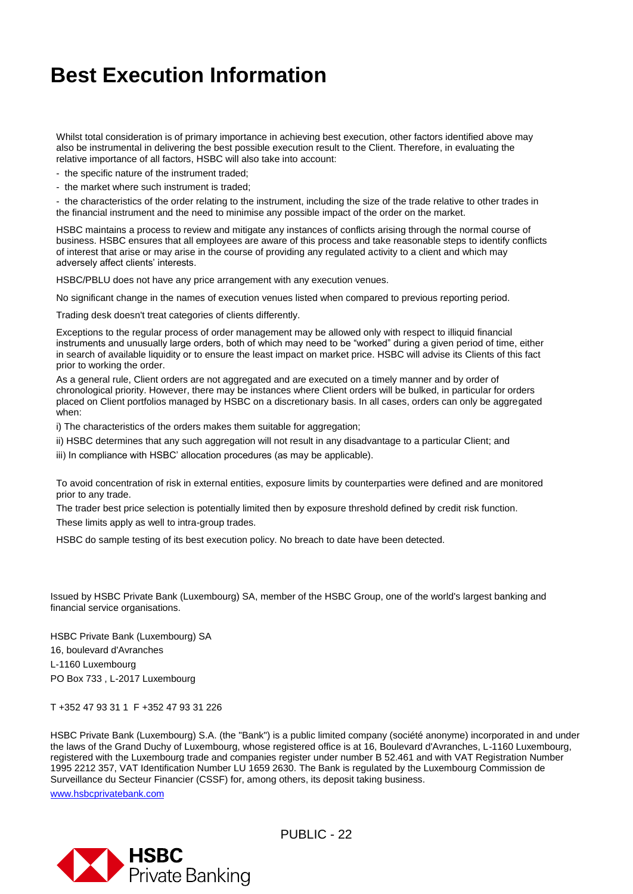# Best Execution Information

Whilst total consideration is of primary importance in achieving best execution, other factors identified above may also be instrumental in delivering the best possible execution result to the Client. Therefore, in evaluating the relative importance of all factors, HSBC will also take into account:

- the specific nature of the instrument traded;
- the market where such instrument is traded;
- the characteristics of the order relating to the instrument, including the size of the trade relative to other trades in the financial instrument and the need to minimise any possible impact of the order on the market.

HSBC maintains a process to review and mitigate any instances of conflicts arising through the normal course of business. HSBC ensures that all employees are aware of this process and take reasonable steps to identify conflicts of interest that arise or may arise in the course of providing any regulated activity to a client and which may adversely affect clients' interests.

HSBC/PBLU does not have any price arrangement with any execution venues.

No significant change in the names of execution venues listed when compared to previous reporting period.

Trading desk doesn't treat categories of clients differently.

Exceptions to the regular process of order management may be allowed only with respect to illiquid financial instruments and unusually large orders, both of which may need to be "worked" during a given period of time, either in search of available liquidity or to ensure the least impact on market price. HSBC will advise its Clients of this fact prior to working the order.

As a general rule, Client orders are not aggregated and are executed on a timely manner and by order of chronological priority. However, there may be instances where Client orders will be bulked, in particular for orders placed on Client portfolios managed by HSBC on a discretionary basis. In all cases, orders can only be aggregated when:

i) The characteristics of the orders makes them suitable for aggregation;

ii) HSBC determines that any such aggregation will not result in any disadvantage to a particular Client; and

iii) In compliance with HSBC' allocation procedures (as may be applicable).

To avoid concentration of risk in external entities, exposure limits by counterparties were defined and are monitored prior to any trade.

The trader best price selection is potentially limited then by exposure threshold defined by credit risk function.

These limits apply as well to intra-group trades.

HSBC do sample testing of its best execution policy. No breach to date have been detected.

Issued by HSBC Private Bank (Luxembourg) SA, member of the HSBC Group, one of the world's largest banking and financial service organisations.

HSBC Private Bank (Luxembourg) SA
16, boulevard d'Avranches
L-1160 Luxembourg
PO Box 733 , L-2017 Luxembourg

T +352 47 93 31 1 F +352 47 93 31 226

HSBC Private Bank (Luxembourg) S.A. (the "Bank") is a public limited company (société anonyme) incorporated in and under the laws of the Grand Duchy of Luxembourg, whose registered office is at 16, Boulevard d'Avranches, L-1160 Luxembourg, registered with the Luxembourg trade and companies register under number B 52.461 and with VAT Registration Number 1995 2212 357, VAT Identification Number LU 1659 2630. The Bank is regulated by the Luxembourg Commission de Surveillance du Secteur Financier (CSSF) for, among others, its deposit taking business.

www.hsbcprivatebank.com

PUBLIC

HSBC Private Banking